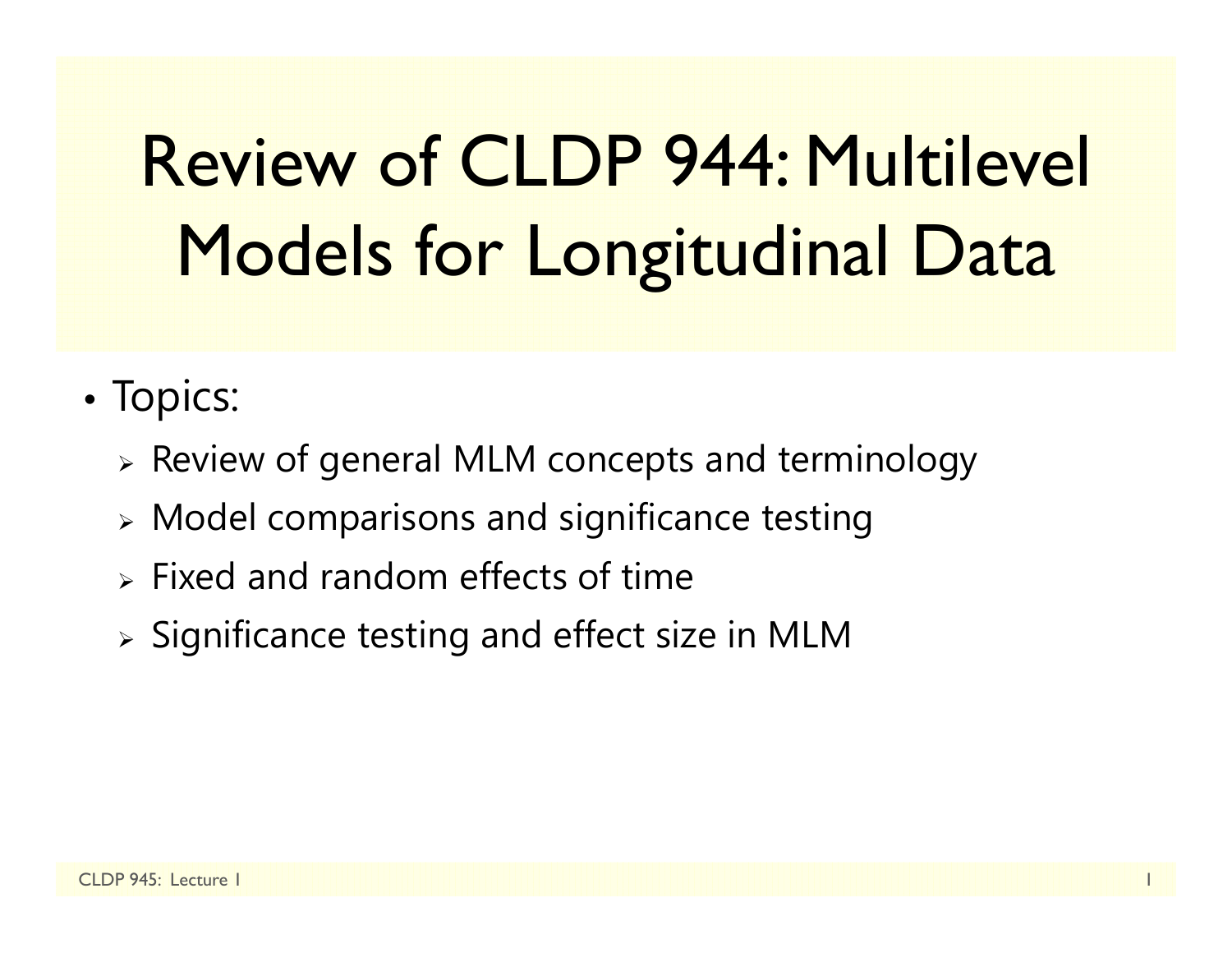# Review of CLDP 944: Multilevel Models for Longitudinal Data

- Topics:
  - Review of general MLM concepts and terminology
  - Model comparisons and significance testing
  - Fixed and random effects of time
  - Significance testing and effect size in MLM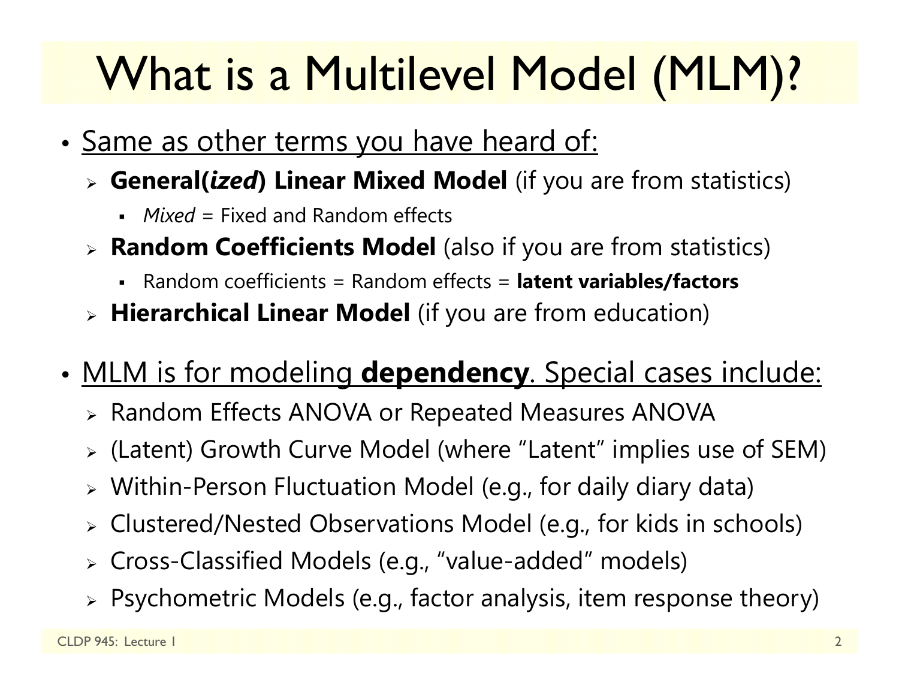# What is a Multilevel Model (MLM)?

- <u>Same as other terms you have heard of:</u>
  - **General(*ized*) Linear Mixed Model** (if you are from statistics)
    - *Mixed* = Fixed and Random effects
  - **Random Coefficients Model** (also if you are from statistics)
    - Random coefficients = Random effects = **latent variables/factors**
  - **Hierarchical Linear Model** (if you are from education)

- <u>MLM is for modeling **dependency**. Special cases include:</u>
  - Random Effects ANOVA or Repeated Measures ANOVA
  - (Latent) Growth Curve Model (where "Latent" implies use of SEM)
  - Within-Person Fluctuation Model (e.g., for daily diary data)
  - Clustered/Nested Observations Model (e.g., for kids in schools)
  - Cross-Classified Models (e.g., "value-added" models)
  - Psychometric Models (e.g., factor analysis, item response theory)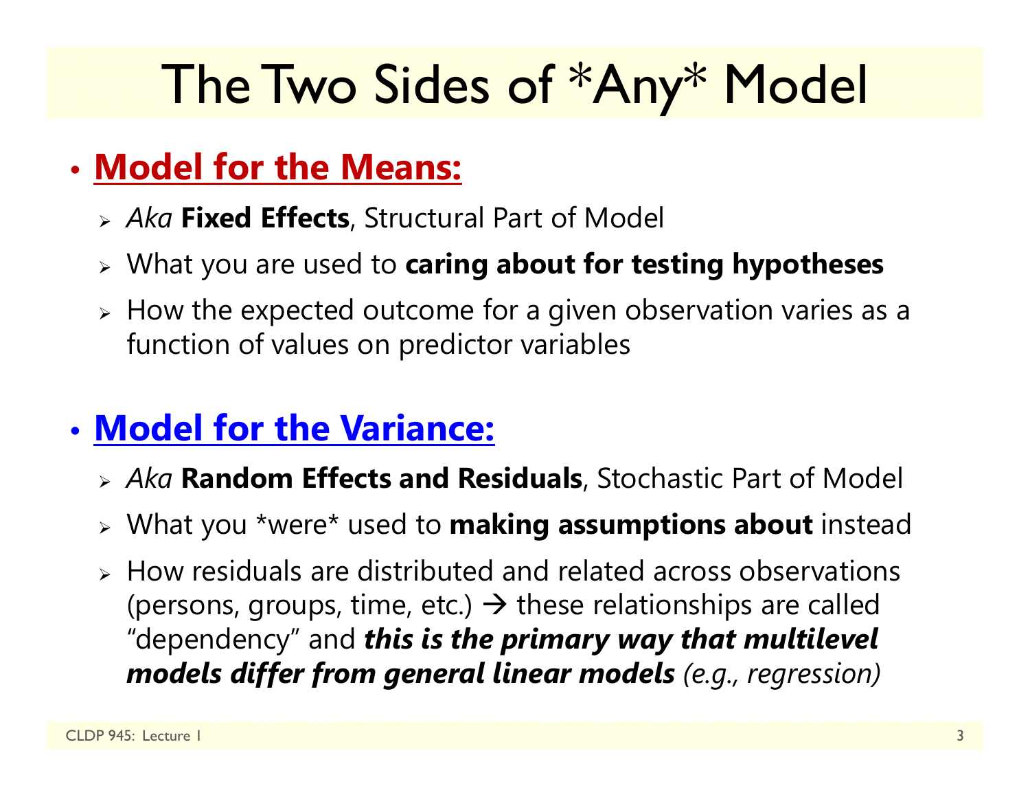# The Two Sides of *Any* Model

- **Model for the Means:**
  - *Aka* **Fixed Effects**, Structural Part of Model
  - What you are used to **caring about for testing hypotheses**
  - How the expected outcome for a given observation varies as a function of values on predictor variables

- **Model for the Variance:**
  - *Aka* **Random Effects and Residuals**, Stochastic Part of Model
  - What you *were* used to **making assumptions about** instead
  - How residuals are distributed and related across observations (persons, groups, time, etc.) → these relationships are called "dependency" and ***this is the primary way that multilevel models differ from general linear models*** *(e.g., regression)*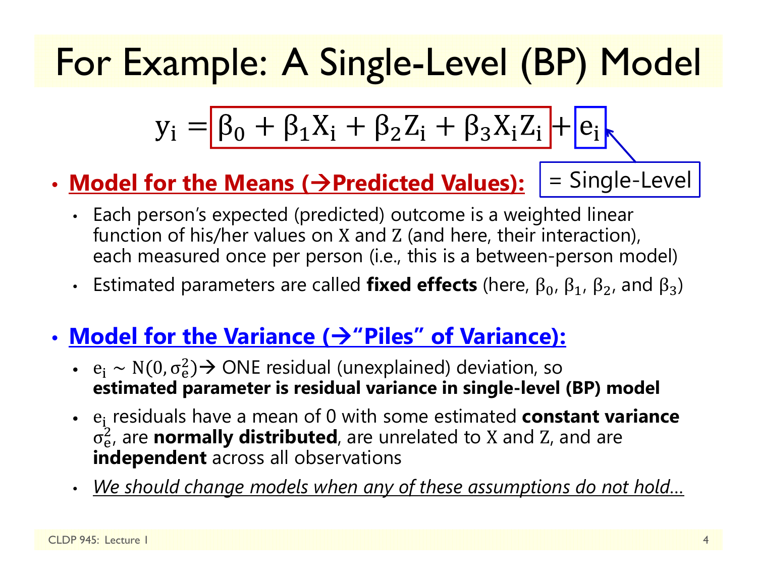# For Example: A Single-Level (BP) Model

$$y_i = \beta_0 + \beta_1 X_i + \beta_2 Z_i + \beta_3 X_i Z_i + e_i$$

= Single-Level

- **Model for the Means (→Predicted Values):**
  - Each person's expected (predicted) outcome is a weighted linear function of his/her values on $X$ and $Z$ (and here, their interaction), each measured once per person (i.e., this is a between-person model)
  - Estimated parameters are called **fixed effects** (here, $\beta_0$, $\beta_1$, $\beta_2$, and $\beta_3$)

- **Model for the Variance (→"Piles" of Variance):**
  - $e_i \sim N(0, \sigma_e^2)$→ ONE residual (unexplained) deviation, so **estimated parameter is residual variance in single-level (BP) model**
  - $e_i$ residuals have a mean of 0 with some estimated **constant variance** $\sigma_e^2$, are **normally distributed**, are unrelated to $X$ and $Z$, and are **independent** across all observations
  - *We should change models when any of these assumptions do not hold…*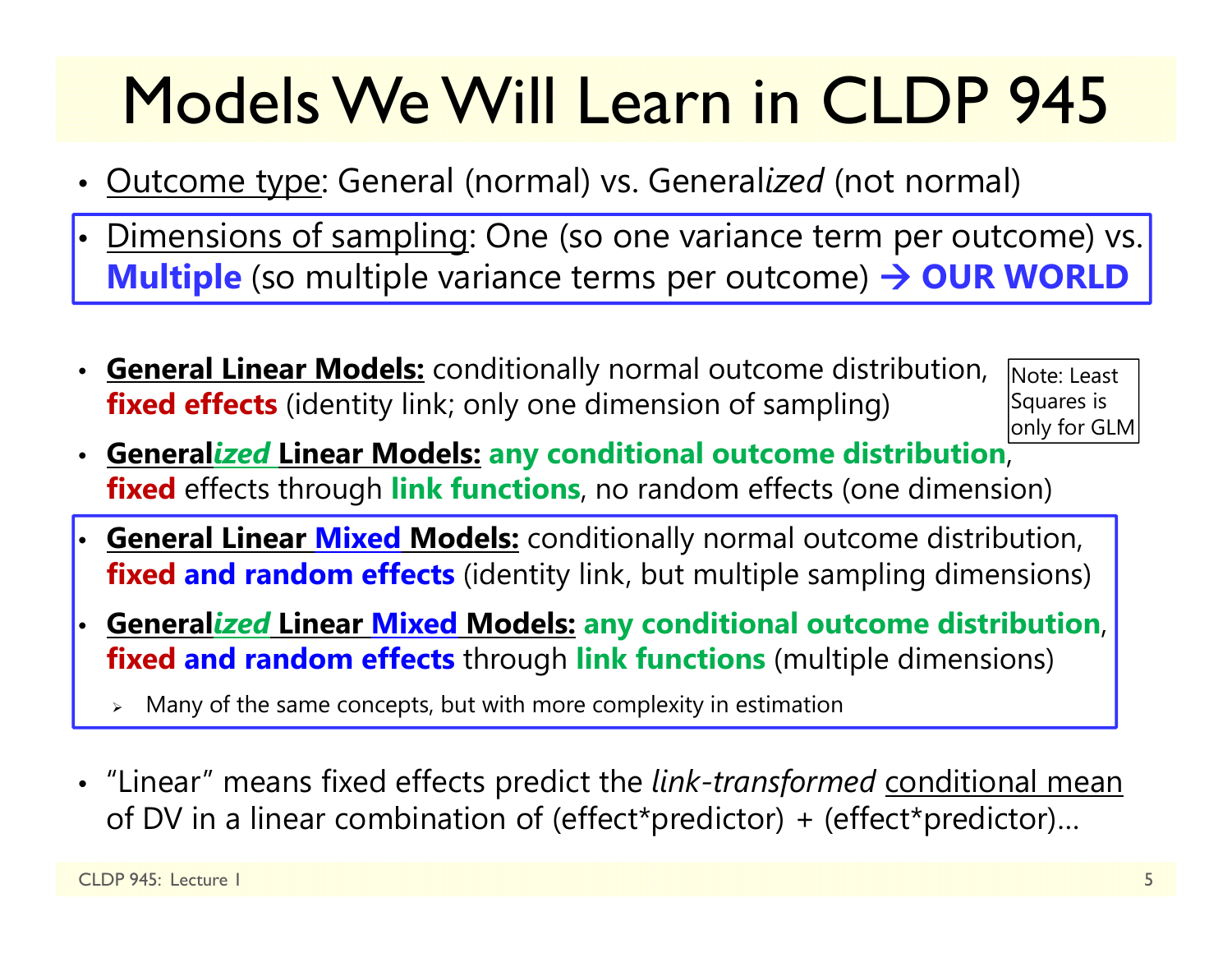# Models We Will Learn in CLDP 945

- Outcome type: General (normal) vs. General*ized* (not normal)
- Dimensions of sampling: One (so one variance term per outcome) vs. **Multiple** (so multiple variance terms per outcome) → **OUR WORLD**

- **General Linear Models:** conditionally normal outcome distribution, **fixed effects** (identity link; only one dimension of sampling)

Note: Least Squares is only for GLM

- **General*ized* Linear Models:** **any conditional outcome distribution**, **fixed** effects through **link functions**, no random effects (one dimension)
- **General Linear Mixed Models:** conditionally normal outcome distribution, **fixed and random effects** (identity link, but multiple sampling dimensions)
- **General*ized* Linear Mixed Models:** **any conditional outcome distribution**, **fixed and random effects** through **link functions** (multiple dimensions)
  - Many of the same concepts, but with more complexity in estimation

- "Linear" means fixed effects predict the *link-transformed* conditional mean of DV in a linear combination of (effect*predictor) + (effect*predictor)…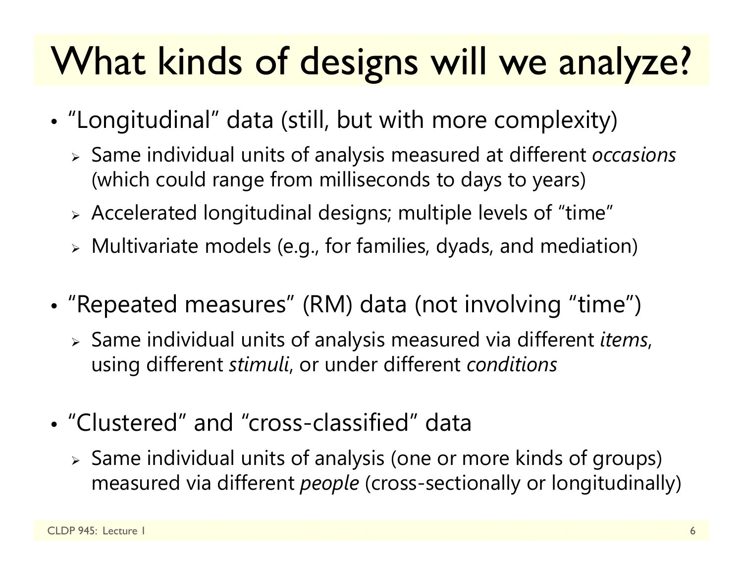# What kinds of designs will we analyze?

- "Longitudinal" data (still, but with more complexity)
  - Same individual units of analysis measured at different *occasions* (which could range from milliseconds to days to years)
  - Accelerated longitudinal designs; multiple levels of "time"
  - Multivariate models (e.g., for families, dyads, and mediation)

- "Repeated measures" (RM) data (not involving "time")
  - Same individual units of analysis measured via different *items*, using different *stimuli*, or under different *conditions*

- "Clustered" and "cross-classified" data
  - Same individual units of analysis (one or more kinds of groups) measured via different *people* (cross-sectionally or longitudinally)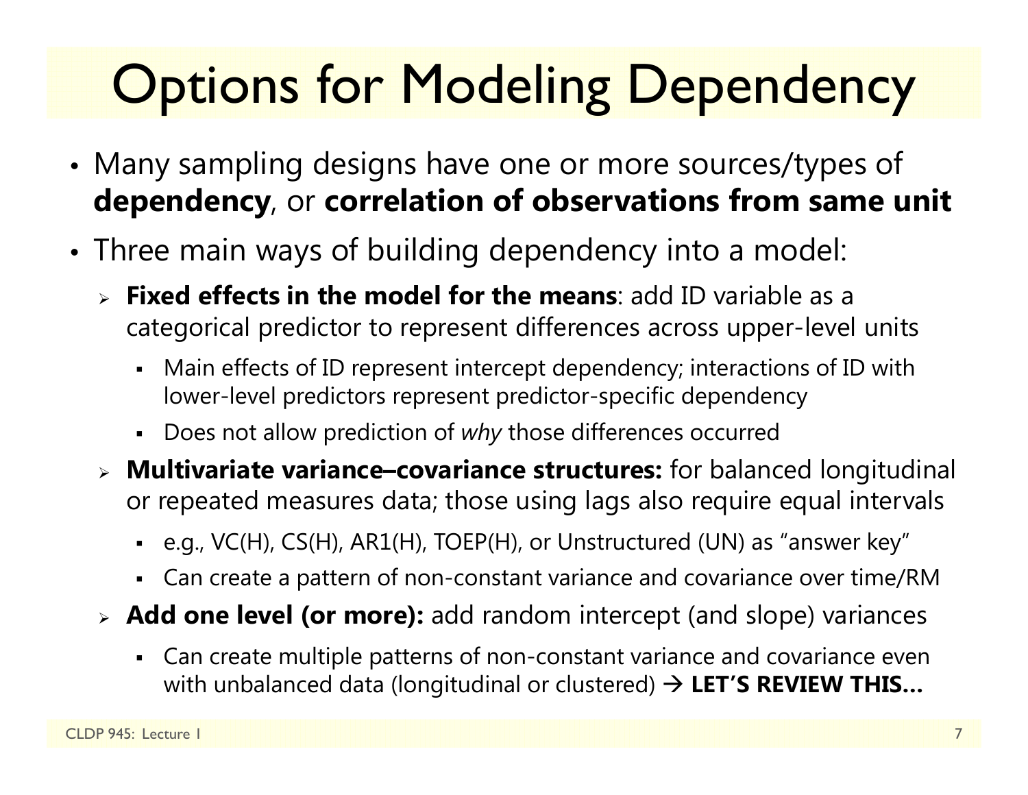# Options for Modeling Dependency

- Many sampling designs have one or more sources/types of **dependency**, or **correlation of observations from same unit**
- Three main ways of building dependency into a model:
  - **Fixed effects in the model for the means**: add ID variable as a categorical predictor to represent differences across upper-level units
    - Main effects of ID represent intercept dependency; interactions of ID with lower-level predictors represent predictor-specific dependency
    - Does not allow prediction of *why* those differences occurred
  - **Multivariate variance–covariance structures:** for balanced longitudinal or repeated measures data; those using lags also require equal intervals
    - e.g., VC(H), CS(H), AR1(H), TOEP(H), or Unstructured (UN) as "answer key"
    - Can create a pattern of non-constant variance and covariance over time/RM
  - **Add one level (or more):** add random intercept (and slope) variances
    - Can create multiple patterns of non-constant variance and covariance even with unbalanced data (longitudinal or clustered) → **LET'S REVIEW THIS…**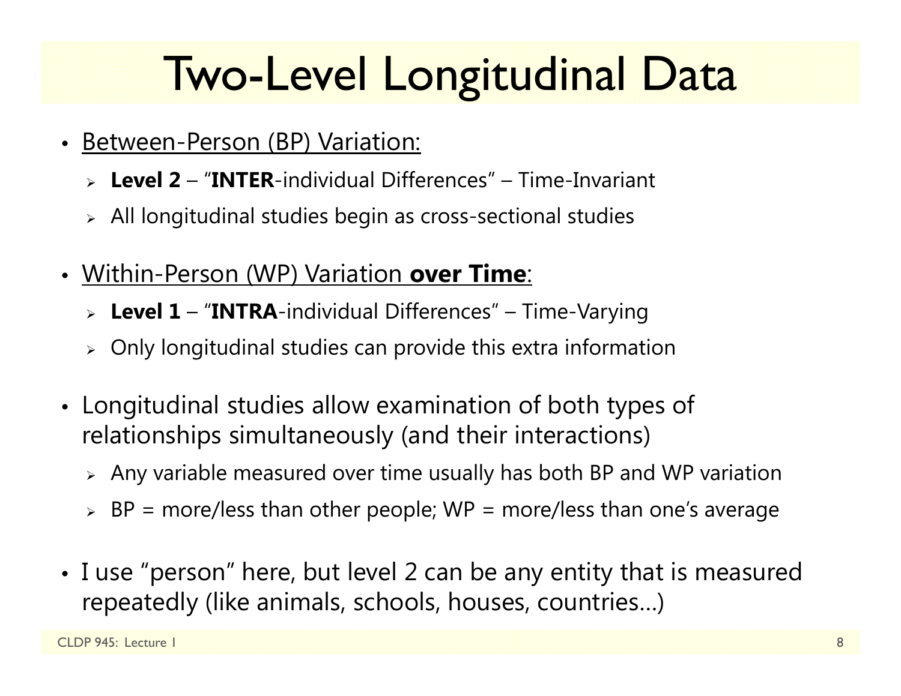# Two-Level Longitudinal Data

- Between-Person (BP) Variation:
  - **Level 2** – "**INTER**-individual Differences" – Time-Invariant
  - All longitudinal studies begin as cross-sectional studies

- Within-Person (WP) Variation **over Time**:
  - **Level 1** – "**INTRA**-individual Differences" – Time-Varying
  - Only longitudinal studies can provide this extra information

- Longitudinal studies allow examination of both types of relationships simultaneously (and their interactions)
  - Any variable measured over time usually has both BP and WP variation
  - BP = more/less than other people; WP = more/less than one's average

- I use "person" here, but level 2 can be any entity that is measured repeatedly (like animals, schools, houses, countries…)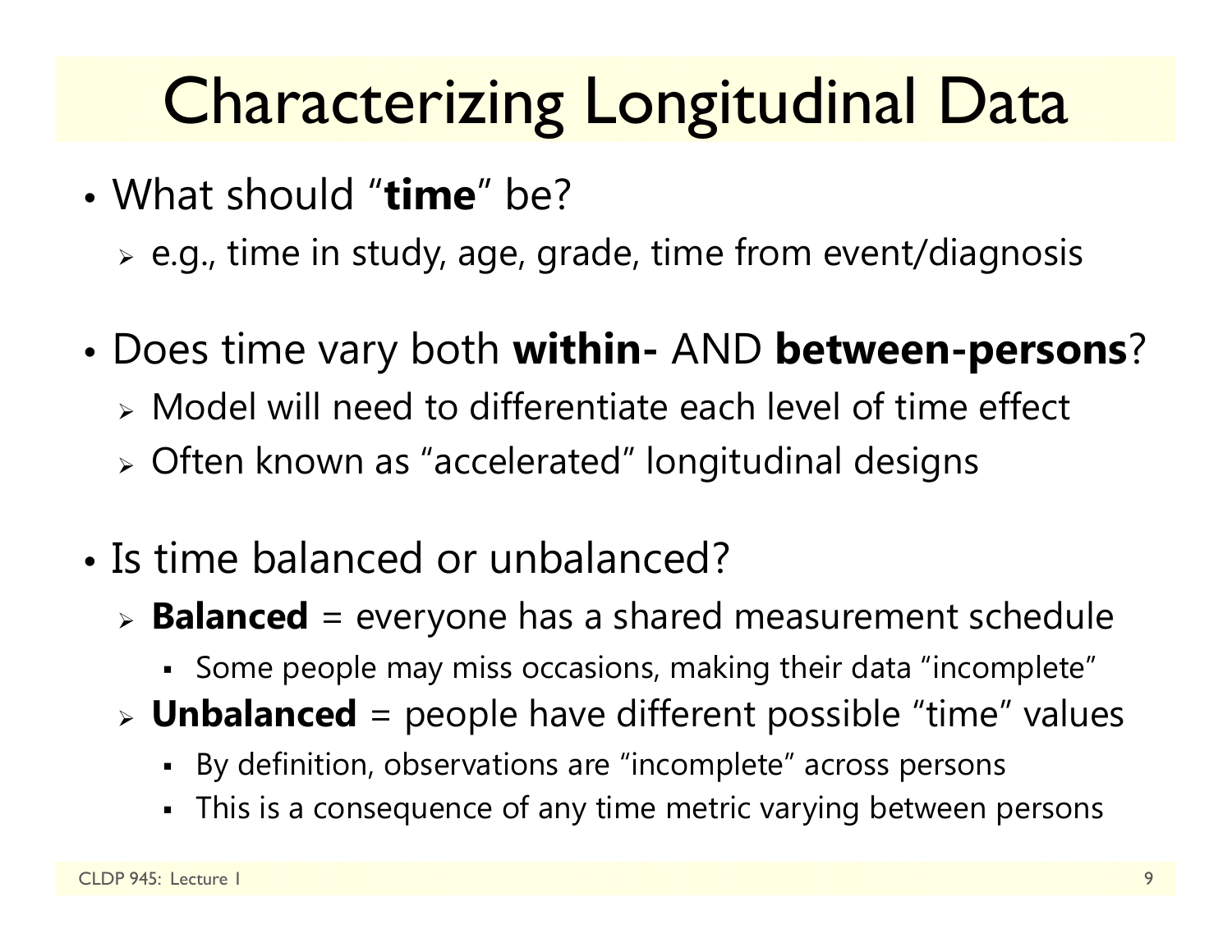# Characterizing Longitudinal Data

- What should "**time**" be?
  - e.g., time in study, age, grade, time from event/diagnosis
- Does time vary both **within-** AND **between-persons**?
  - Model will need to differentiate each level of time effect
  - Often known as "accelerated" longitudinal designs
- Is time balanced or unbalanced?
  - **Balanced** = everyone has a shared measurement schedule
    - Some people may miss occasions, making their data "incomplete"
  - **Unbalanced** = people have different possible "time" values
    - By definition, observations are "incomplete" across persons
    - This is a consequence of any time metric varying between persons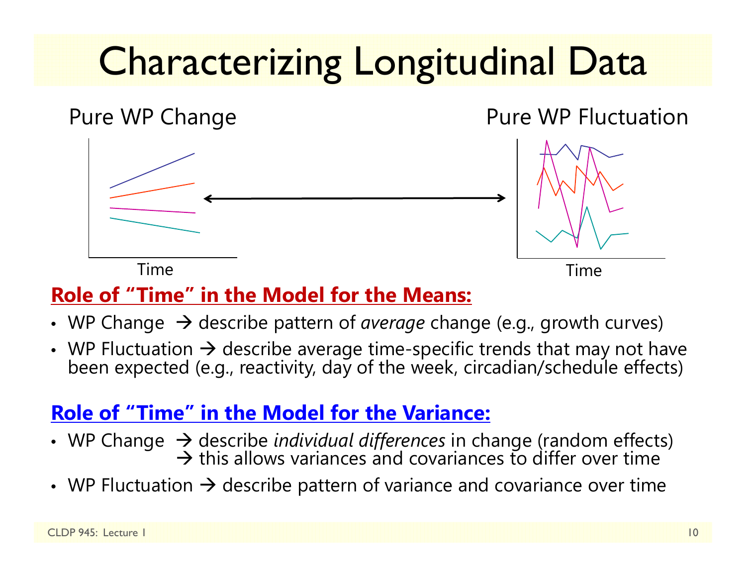# Characterizing Longitudinal Data

Pure WP Change

Time

Pure WP Fluctuation

Time

**Role of "Time" in the Model for the Means:**

- WP Change → describe pattern of *average* change (e.g., growth curves)
- WP Fluctuation → describe average time-specific trends that may not have been expected (e.g., reactivity, day of the week, circadian/schedule effects)

**Role of "Time" in the Model for the Variance:**

- WP Change → describe *individual differences* in change (random effects)
  → this allows variances and covariances to differ over time
- WP Fluctuation → describe pattern of variance and covariance over time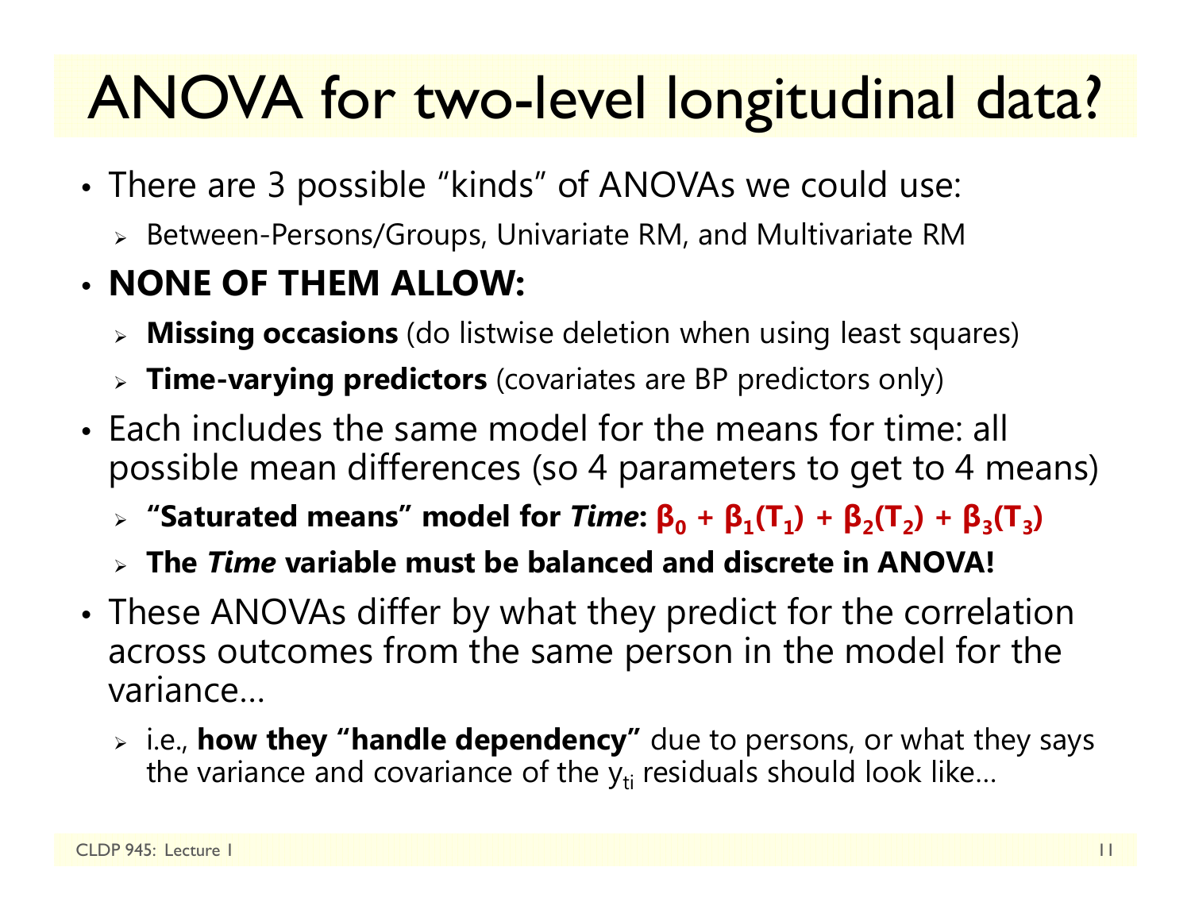# ANOVA for two-level longitudinal data?

- There are 3 possible "kinds" of ANOVAs we could use:
  - Between-Persons/Groups, Univariate RM, and Multivariate RM
- **NONE OF THEM ALLOW:**
  - **Missing occasions** (do listwise deletion when using least squares)
  - **Time-varying predictors** (covariates are BP predictors only)
- Each includes the same model for the means for time: all possible mean differences (so 4 parameters to get to 4 means)
  - **"Saturated means" model for *Time*: $\beta_0 + \beta_1(T_1) + \beta_2(T_2) + \beta_3(T_3)$**
  - **The *Time* variable must be balanced and discrete in ANOVA!**
- These ANOVAs differ by what they predict for the correlation across outcomes from the same person in the model for the variance…
  - i.e., **how they "handle dependency"** due to persons, or what they says the variance and covariance of the $y_{ti}$ residuals should look like…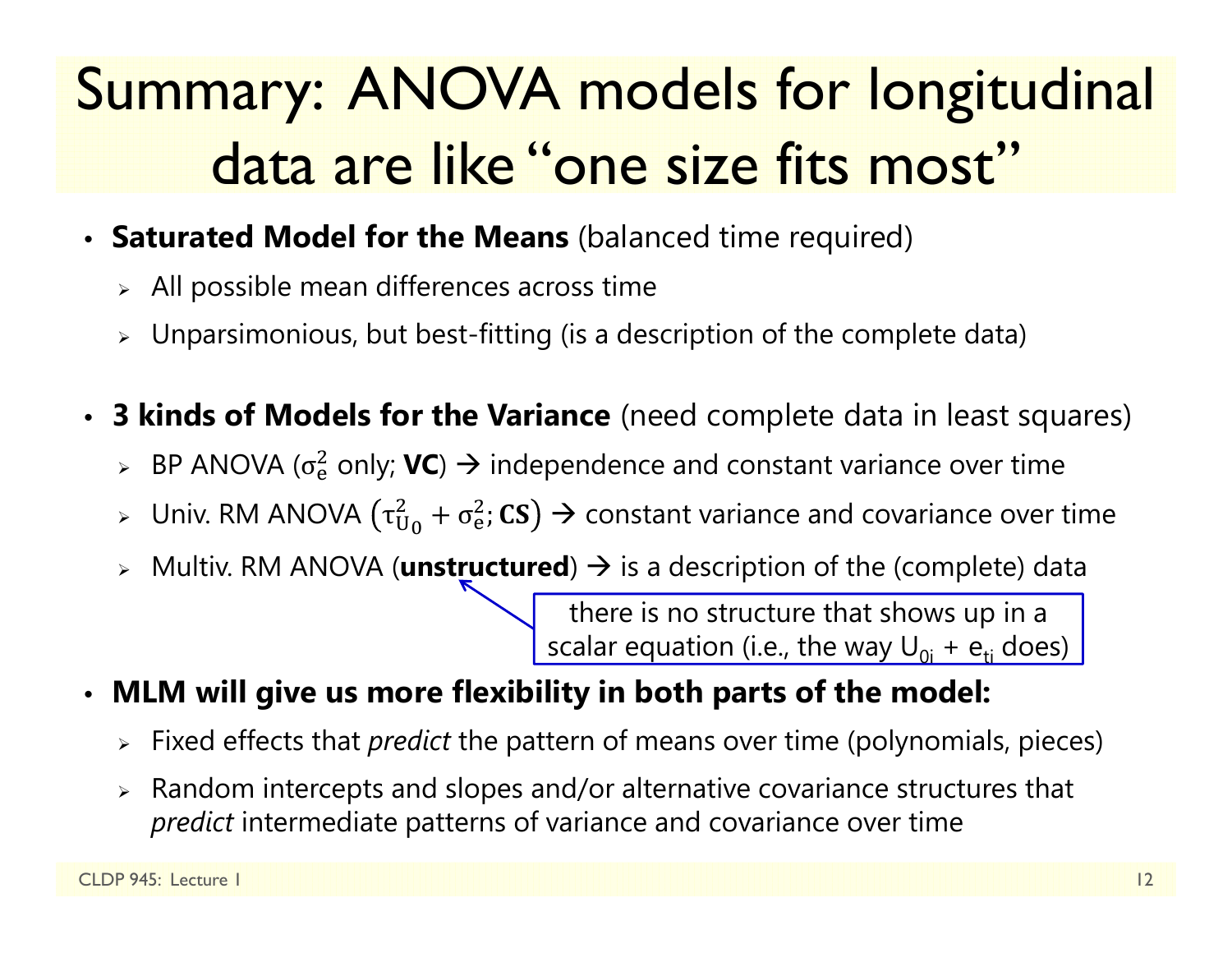# Summary: ANOVA models for longitudinal data are like "one size fits most"

- **Saturated Model for the Means** (balanced time required)
  - All possible mean differences across time
  - Unparsimonious, but best-fitting (is a description of the complete data)

- **3 kinds of Models for the Variance** (need complete data in least squares)
  - BP ANOVA ($\sigma_e^2$ only; **VC**) → independence and constant variance over time
  - Univ. RM ANOVA $\left(\tau_{U_0}^2 + \sigma_e^2; \mathbf{CS}\right)$ → constant variance and covariance over time
  - Multiv. RM ANOVA (**unstructured**) → is a description of the (complete) data

    there is no structure that shows up in a scalar equation (i.e., the way $U_{0i} + e_{ti}$ does)

- **MLM will give us more flexibility in both parts of the model:**
  - Fixed effects that *predict* the pattern of means over time (polynomials, pieces)
  - Random intercepts and slopes and/or alternative covariance structures that *predict* intermediate patterns of variance and covariance over time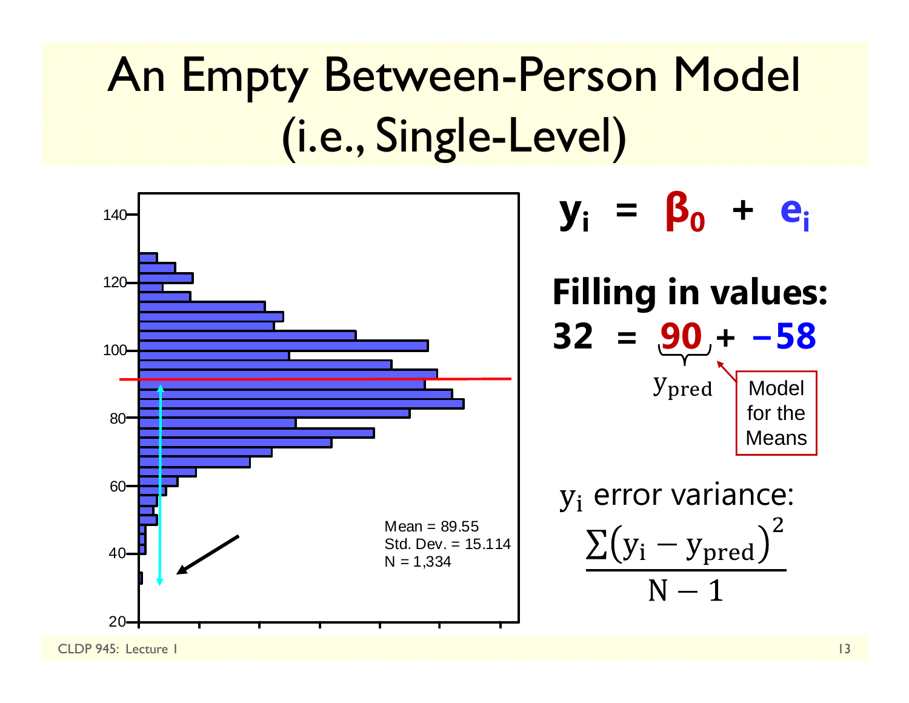# An Empty Between-Person Model (i.e., Single-Level)

Mean = 89.55
Std. Dev. = 15.114
N = 1,334

$$\mathbf{y_i = \beta_0 + e_i}$$

**Filling in values:**

$$\mathbf{32 = \underbrace{90}_{y_{pred}} + -58}$$

Model for the Means

$y_i$ error variance:

$$\frac{\sum\left(y_i - y_{pred}\right)^2}{N-1}$$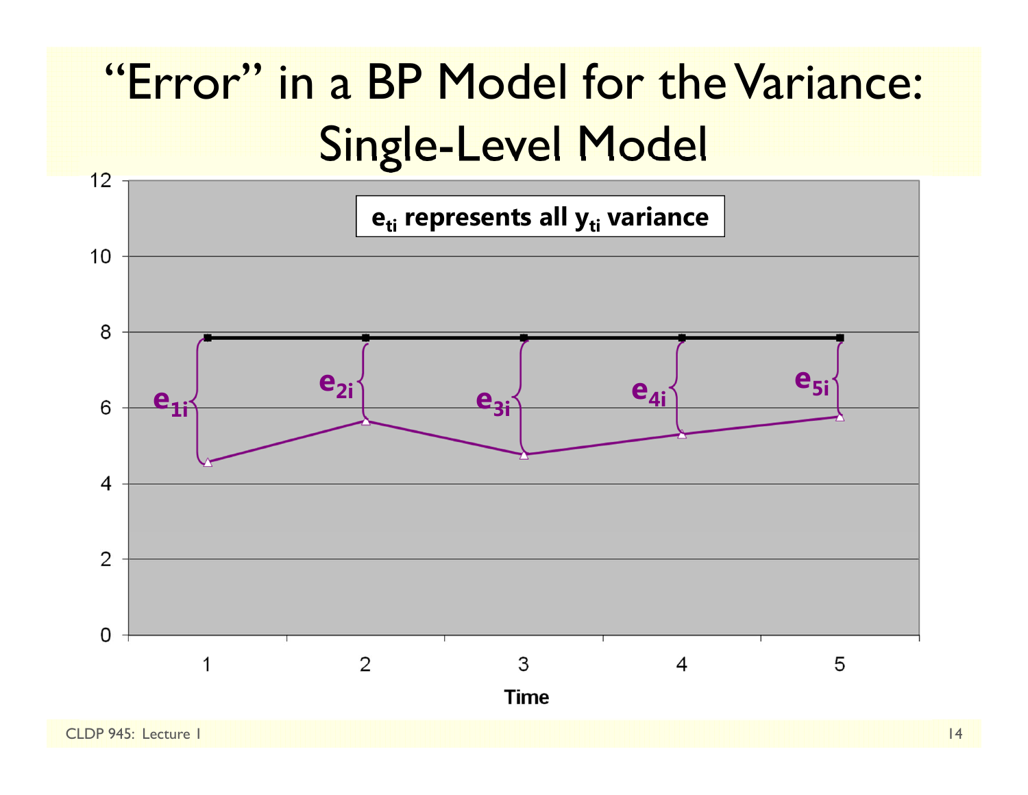# "Error" in a BP Model for the Variance: Single-Level Model

$e_{ti}$ represents all $y_{ti}$ variance

$e_{1i}$ $e_{2i}$ $e_{3i}$ $e_{4i}$ $e_{5i}$

Time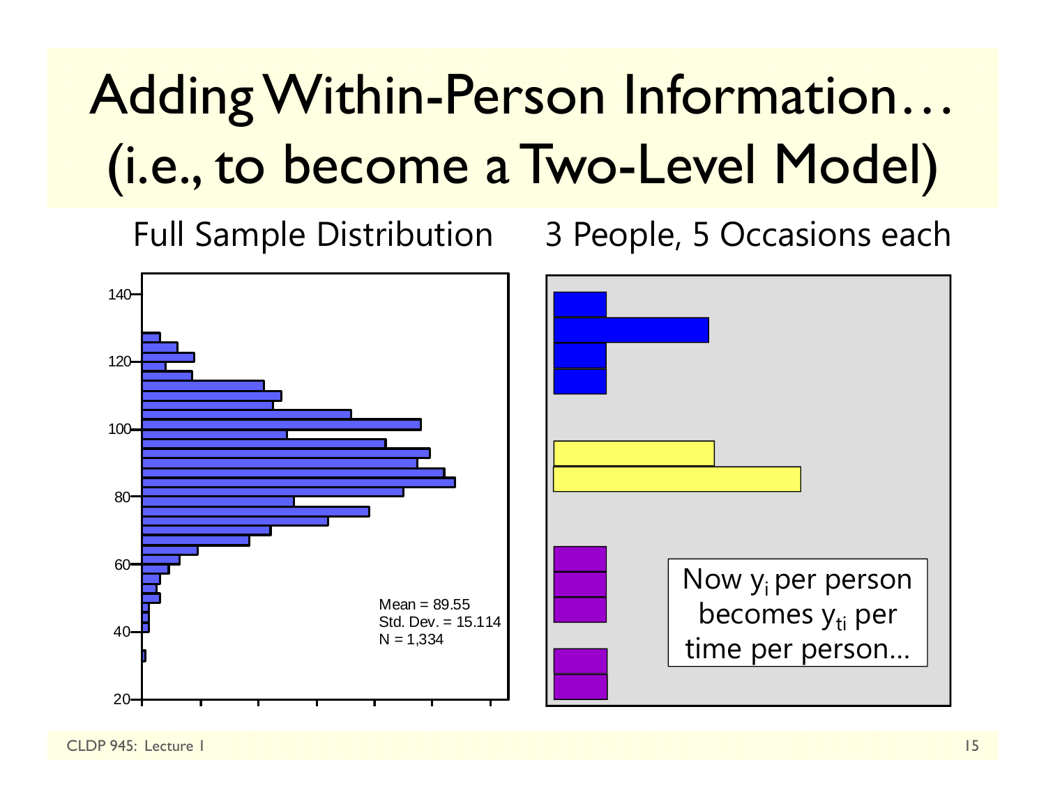# Adding Within-Person Information… (i.e., to become a Two-Level Model)

Full Sample Distribution

Mean = 89.55
Std. Dev. = 15.114
N = 1,334

3 People, 5 Occasions each

Now $y_i$ per person becomes $y_{ti}$ per time per person…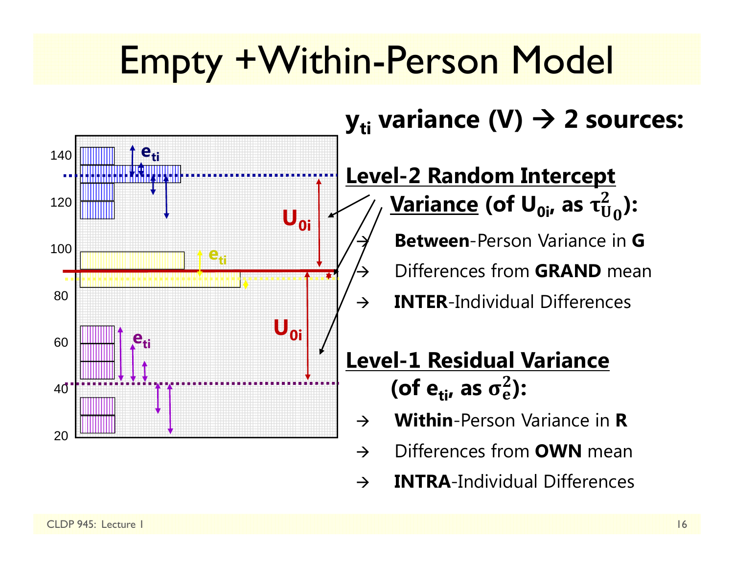# Empty +Within-Person Model

## $y_{ti}$ variance (V) → 2 sources:

**Level-2 Random Intercept Variance (of $U_{0i}$, as $\tau^2_{U_0}$):**

- → **Between**-Person Variance in **G**
- → Differences from **GRAND** mean
- → **INTER**-Individual Differences

**Level-1 Residual Variance (of $e_{ti}$, as $\sigma^2_e$):**

- → **Within**-Person Variance in **R**
- → Differences from **OWN** mean
- → **INTRA**-Individual Differences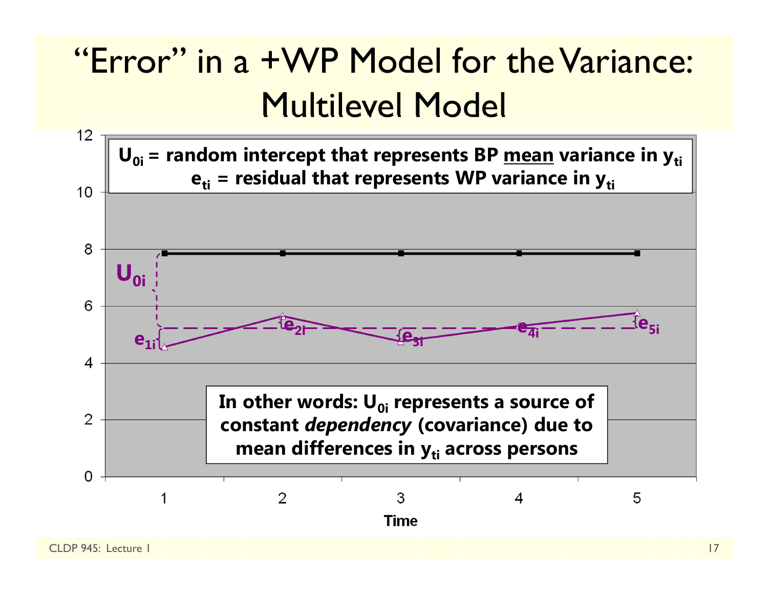# "Error" in a +WP Model for the Variance: Multilevel Model

$U_{0i}$ = random intercept that represents BP mean variance in $y_{ti}$

$e_{ti}$ = residual that represents WP variance in $y_{ti}$

In other words: $U_{0i}$ represents a source of constant *dependency* (covariance) due to mean differences in $y_{ti}$ across persons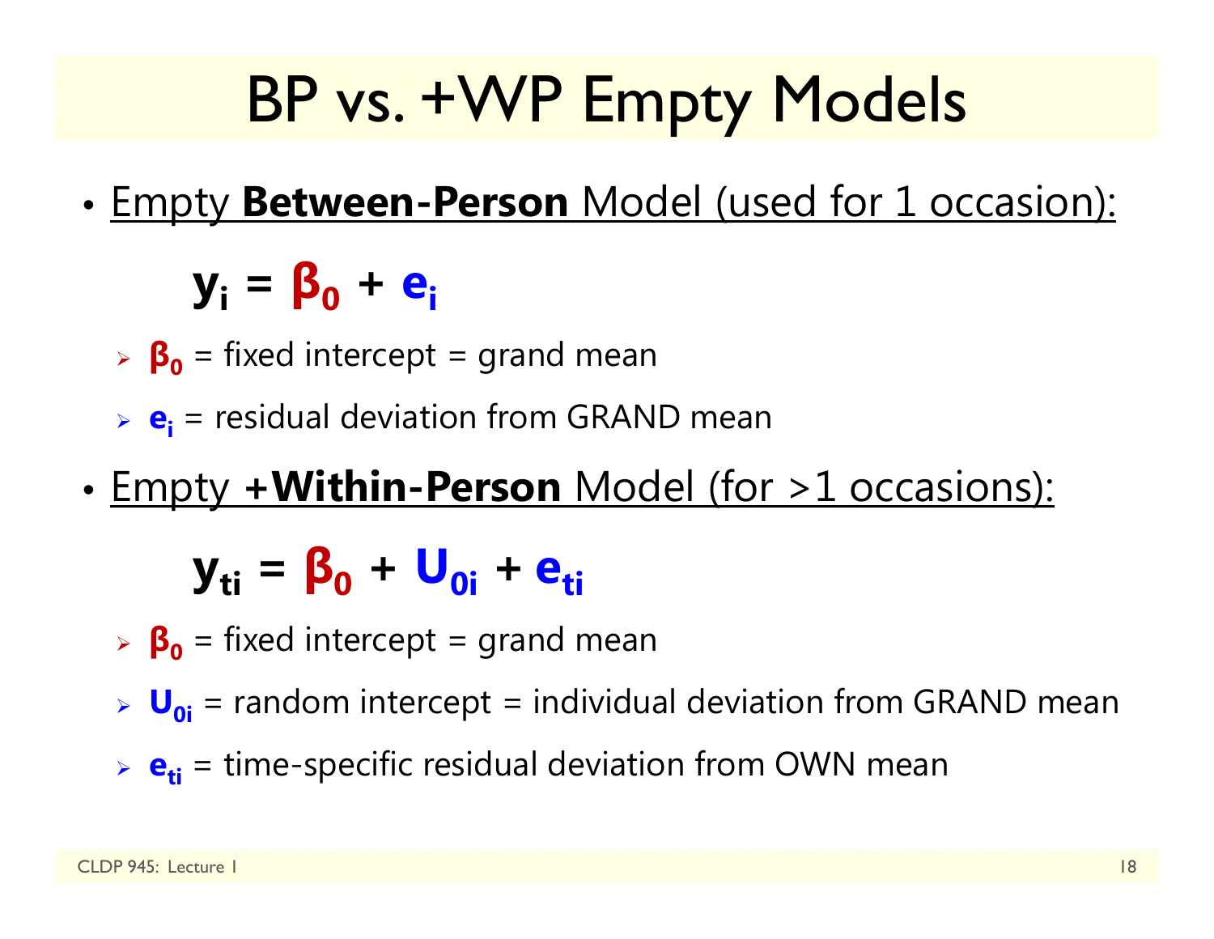# BP vs. +WP Empty Models

- Empty **Between-Person** Model (used for 1 occasion):

$$y_i = \beta_0 + e_i$$

  - $\beta_0$ = fixed intercept = grand mean
  - $e_i$ = residual deviation from GRAND mean

- Empty **+Within-Person** Model (for >1 occasions):

$$y_{ti} = \beta_0 + U_{0i} + e_{ti}$$

  - $\beta_0$ = fixed intercept = grand mean
  - $U_{0i}$ = random intercept = individual deviation from GRAND mean
  - $e_{ti}$ = time-specific residual deviation from OWN mean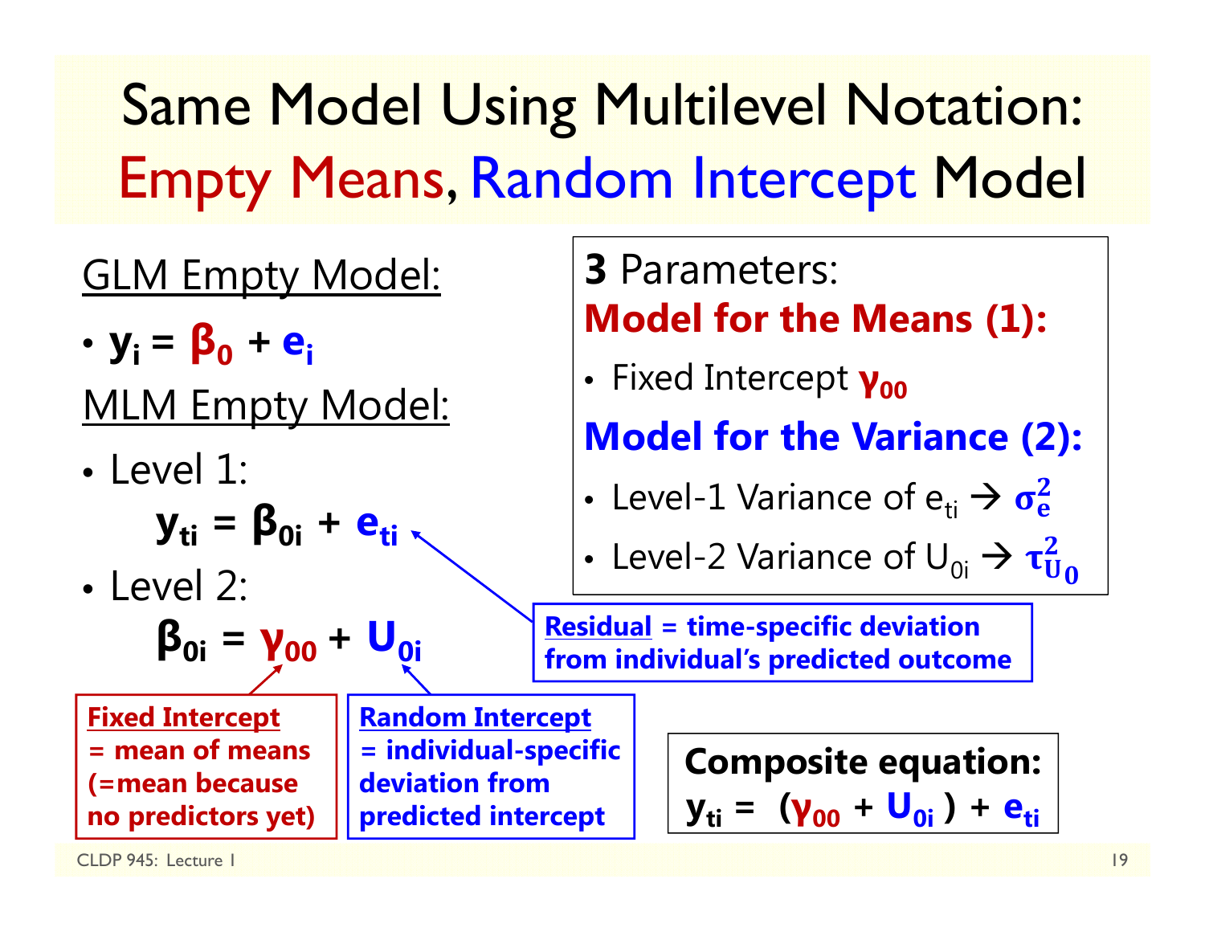# Same Model Using Multilevel Notation: Empty Means, Random Intercept Model

GLM Empty Model:

- $y_i = \beta_0 + e_i$

MLM Empty Model:

- Level 1:

$$y_{ti} = \beta_{0i} + e_{ti}$$

- Level 2:

$$\beta_{0i} = \gamma_{00} + U_{0i}$$

**Fixed Intercept = mean of means (=mean because no predictors yet)**

**Random Intercept = individual-specific deviation from predicted intercept**

**Residual = time-specific deviation from individual's predicted outcome**

**3** Parameters:

**Model for the Means (1):**

- Fixed Intercept $\gamma_{00}$

**Model for the Variance (2):**

- Level-1 Variance of $e_{ti}$ → $\sigma_e^2$
- Level-2 Variance of $U_{0i}$ → $\tau_{U_0}^2$

**Composite equation:**

$$y_{ti} = (\gamma_{00} + U_{0i}) + e_{ti}$$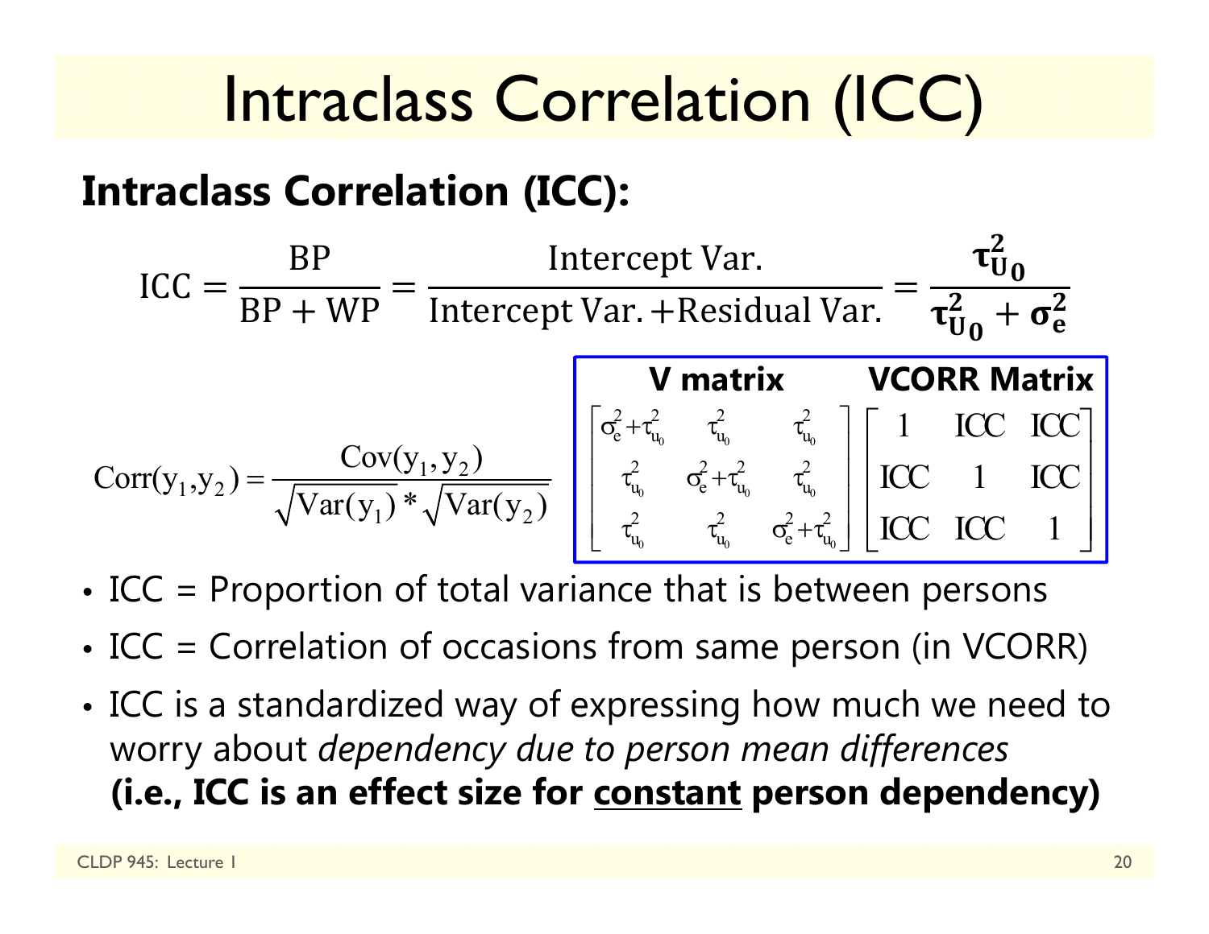# Intraclass Correlation (ICC)

## Intraclass Correlation (ICC):

$$\text{ICC} = \frac{\text{BP}}{\text{BP} + \text{WP}} = \frac{\text{Intercept Var.}}{\text{Intercept Var.} + \text{Residual Var.}} = \frac{\boldsymbol{\tau^2_{U_0}}}{\boldsymbol{\tau^2_{U_0}} + \boldsymbol{\sigma^2_e}}$$

$$\text{Corr}(y_1, y_2) = \frac{\text{Cov}(y_1, y_2)}{\sqrt{\text{Var}(y_1)} * \sqrt{\text{Var}(y_2)}}$$

**V matrix** | **VCORR Matrix**

$$\begin{bmatrix} \sigma^2_e + \tau^2_{u_0} & \tau^2_{u_0} & \tau^2_{u_0} \\ \tau^2_{u_0} & \sigma^2_e + \tau^2_{u_0} & \tau^2_{u_0} \\ \tau^2_{u_0} & \tau^2_{u_0} & \sigma^2_e + \tau^2_{u_0} \end{bmatrix} \begin{bmatrix} 1 & \text{ICC} & \text{ICC} \\ \text{ICC} & 1 & \text{ICC} \\ \text{ICC} & \text{ICC} & 1 \end{bmatrix}$$

- ICC = Proportion of total variance that is between persons
- ICC = Correlation of occasions from same person (in VCORR)
- ICC is a standardized way of expressing how much we need to worry about *dependency due to person mean differences* **(i.e., ICC is an effect size for <u>constant</u> person dependency)**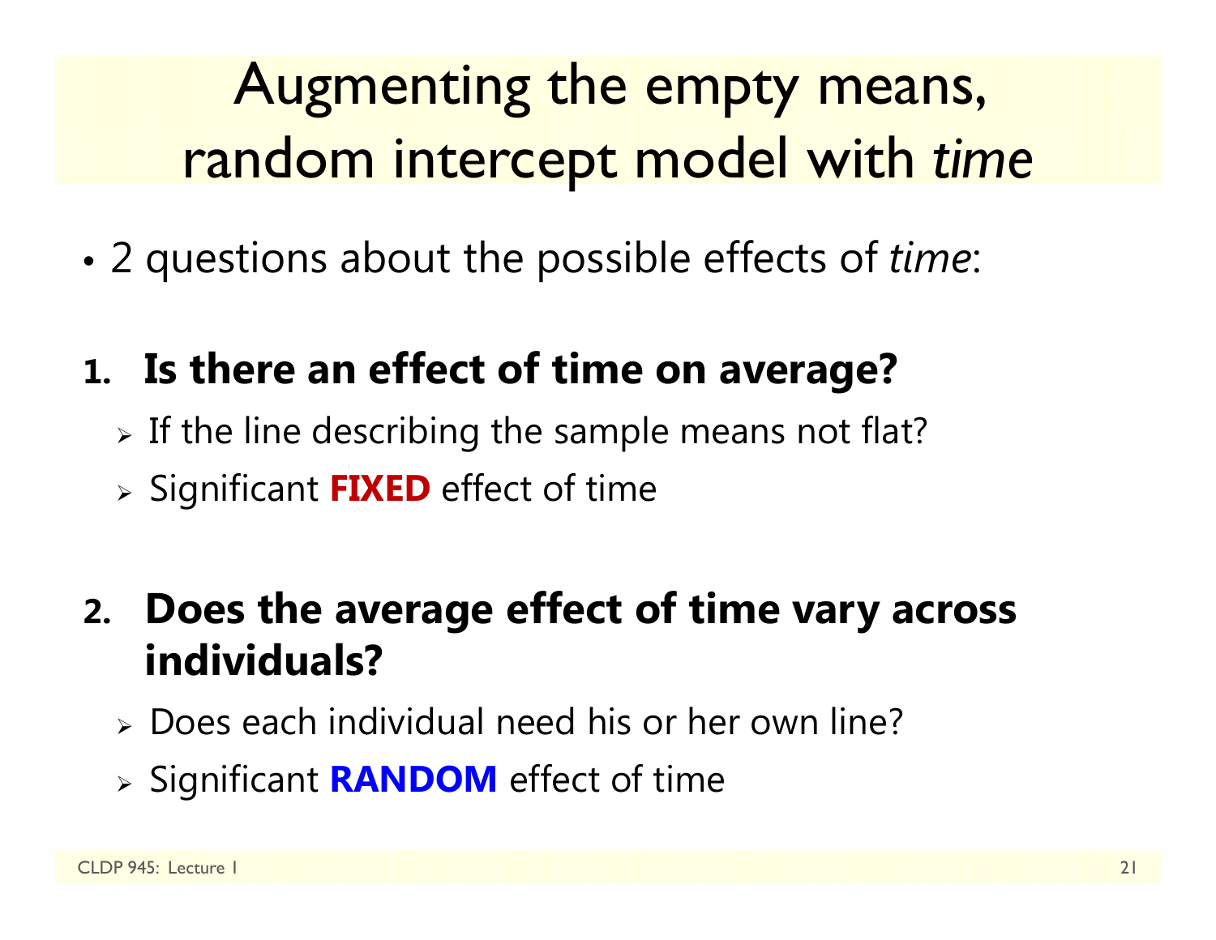# Augmenting the empty means, random intercept model with *time*

- 2 questions about the possible effects of *time*:

1. **Is there an effect of time on average?**
   - If the line describing the sample means not flat?
   - Significant **FIXED** effect of time

2. **Does the average effect of time vary across individuals?**
   - Does each individual need his or her own line?
   - Significant **RANDOM** effect of time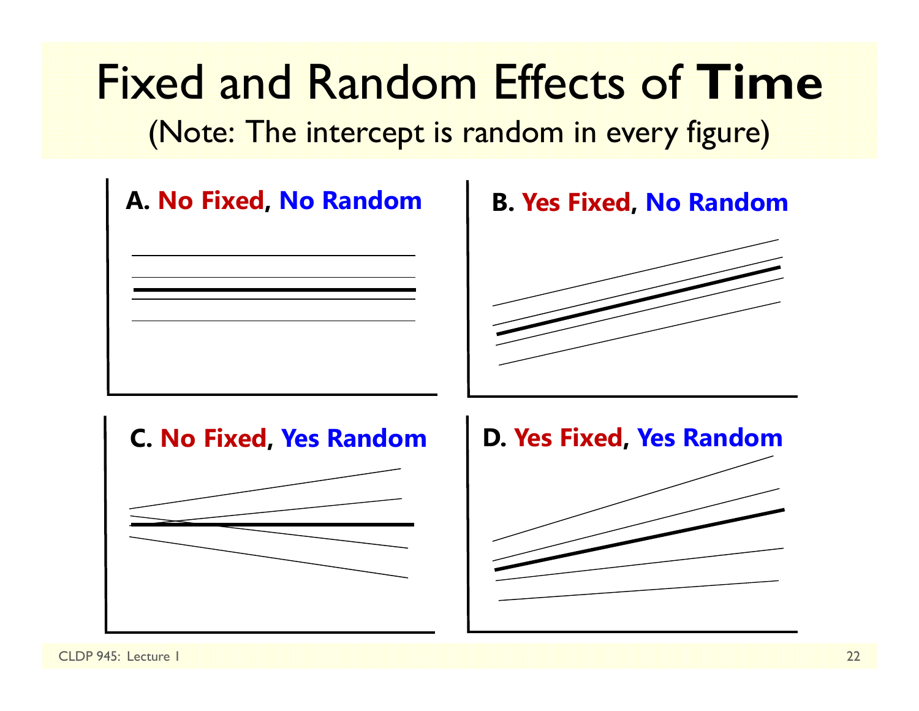# Fixed and Random Effects of **Time**

(Note: The intercept is random in every figure)

**A. No Fixed, No Random**

**B. Yes Fixed, No Random**

**C. No Fixed, Yes Random**

**D. Yes Fixed, Yes Random**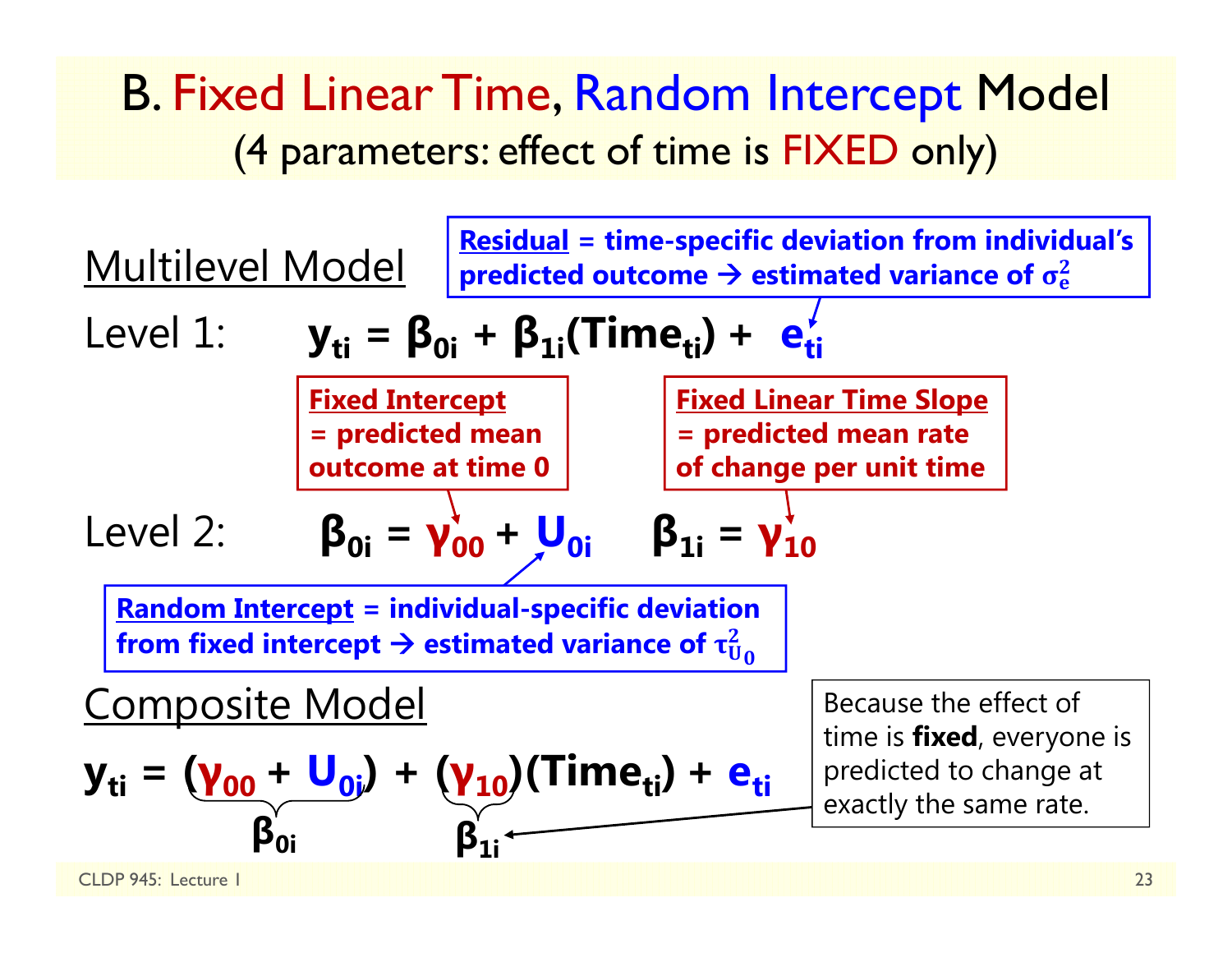# B. Fixed Linear Time, Random Intercept Model
## (4 parameters: effect of time is FIXED only)

**Multilevel Model**

**Residual** = time-specific deviation from individual's predicted outcome → estimated variance of $\sigma_e^2$

Level 1: $$y_{ti} = \beta_{0i} + \beta_{1i}(Time_{ti}) + e_{ti}$$

**Fixed Intercept** = predicted mean outcome at time 0

**Fixed Linear Time Slope** = predicted mean rate of change per unit time

Level 2: $$\beta_{0i} = \gamma_{00} + U_{0i} \qquad \beta_{1i} = \gamma_{10}$$

**Random Intercept** = individual-specific deviation from fixed intercept → estimated variance of $\tau_{U_0}^2$

**Composite Model**

$$y_{ti} = \underbrace{(\gamma_{00} + U_{0i})}_{\beta_{0i}} + \underbrace{(\gamma_{10})}_{\beta_{1i}}(Time_{ti}) + e_{ti}$$

Because the effect of time is **fixed**, everyone is predicted to change at exactly the same rate.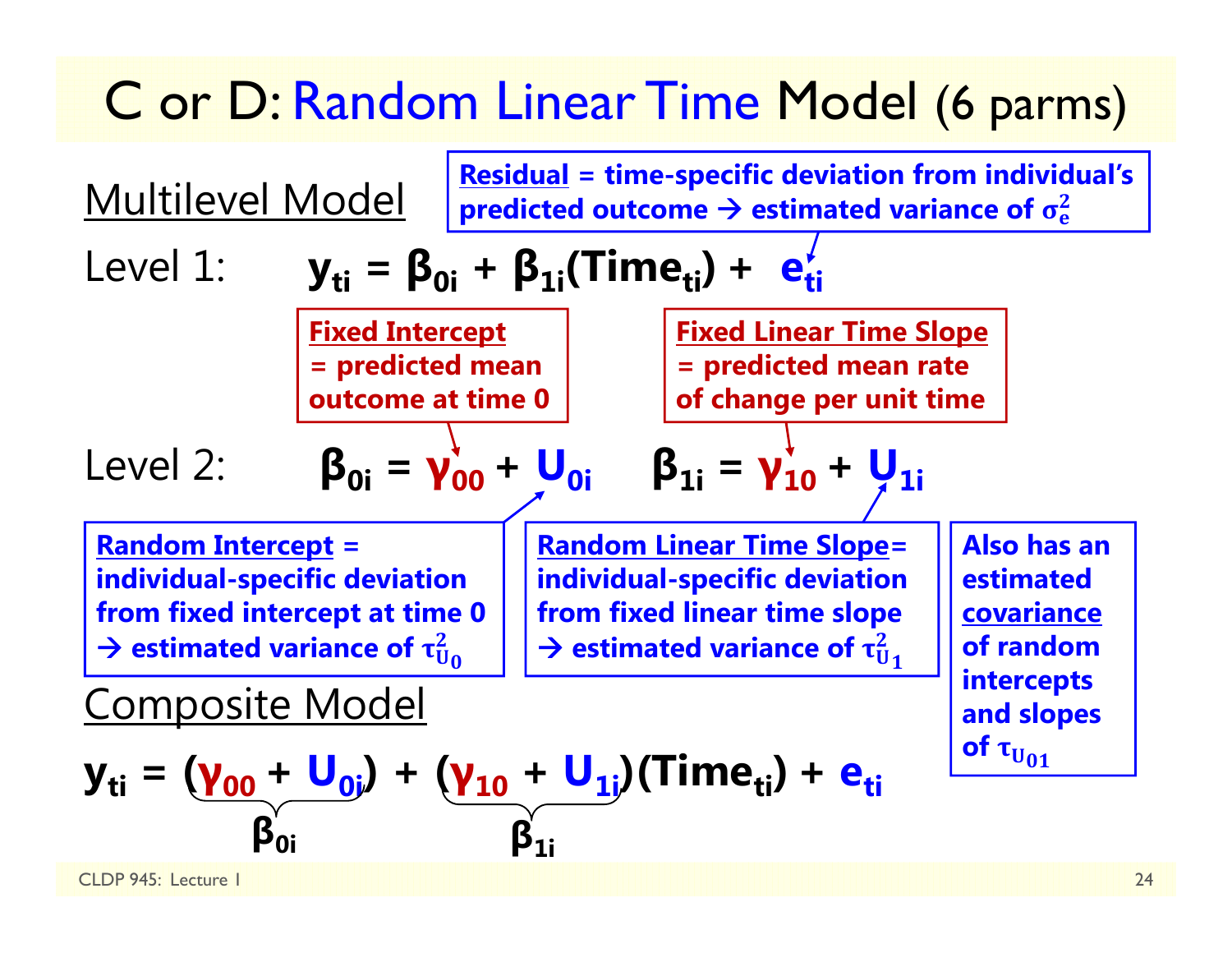# C or D: Random Linear Time Model (6 parms)

## Multilevel Model

**Residual** = time-specific deviation from individual's predicted outcome → estimated variance of $\sigma_e^2$

Level 1: $$y_{ti} = \beta_{0i} + \beta_{1i}(Time_{ti}) + e_{ti}$$

**Fixed Intercept** = predicted mean outcome at time 0

**Fixed Linear Time Slope** = predicted mean rate of change per unit time

Level 2: $$\beta_{0i} = \gamma_{00} + U_{0i} \qquad \beta_{1i} = \gamma_{10} + U_{1i}$$

**Random Intercept** = individual-specific deviation from fixed intercept at time 0 → estimated variance of $\tau_{U_0}^2$

**Random Linear Time Slope** = individual-specific deviation from fixed linear time slope → estimated variance of $\tau_{U_1}^2$

Also has an estimated **covariance** of random intercepts and slopes of $\tau_{U_{01}}$

## Composite Model

$$y_{ti} = \underbrace{(\gamma_{00} + U_{0i})}_{\beta_{0i}} + \underbrace{(\gamma_{10} + U_{1i})}_{\beta_{1i}}(Time_{ti}) + e_{ti}$$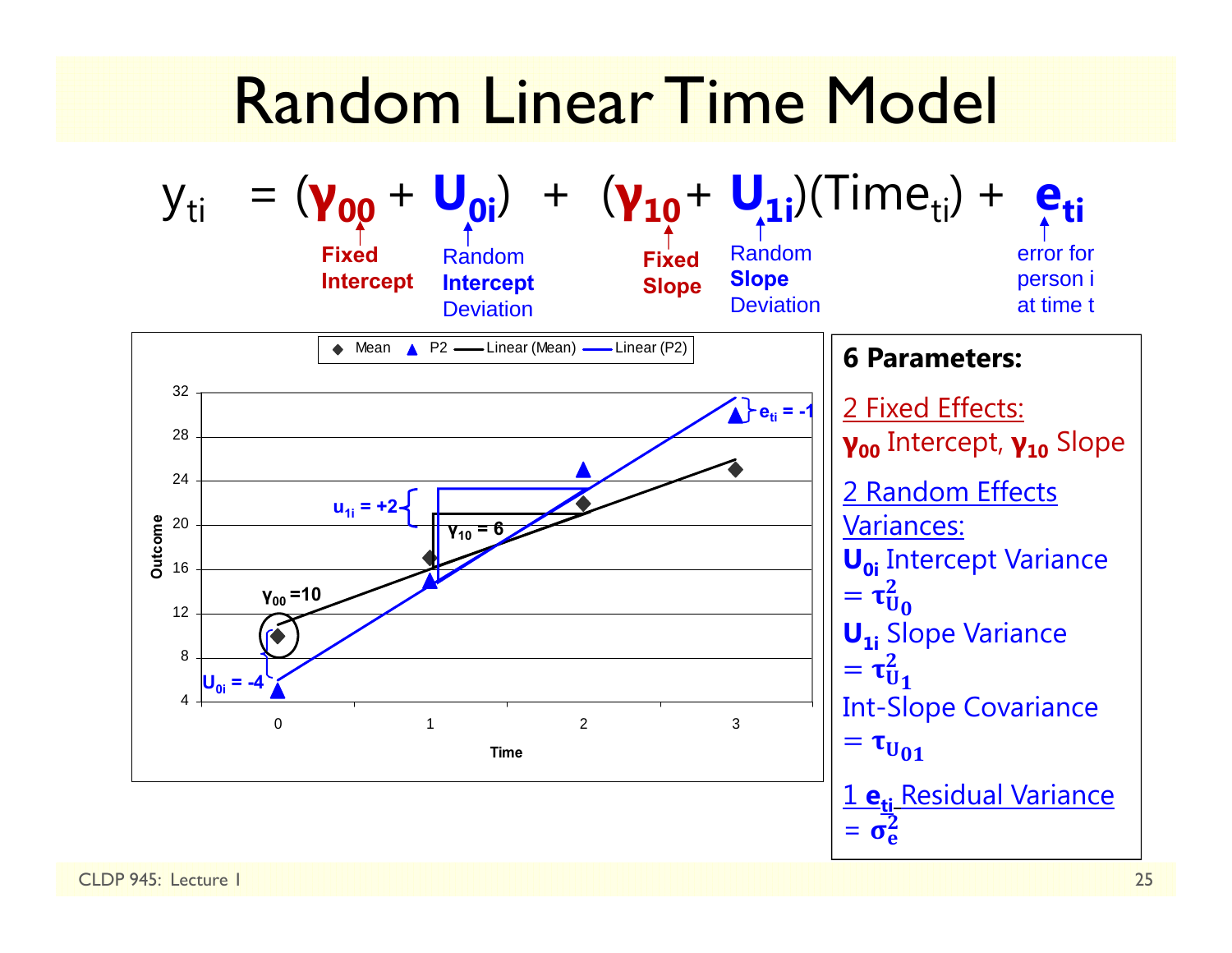# Random Linear Time Model

$$y_{ti} = (\gamma_{00} + U_{0i}) + (\gamma_{10} + U_{1i})(Time_{ti}) + e_{ti}$$

- $\gamma_{00}$: Fixed Intercept
- $U_{0i}$: Random Intercept Deviation
- $\gamma_{10}$: Fixed Slope
- $U_{1i}$: Random Slope Deviation
- $e_{ti}$: error for person i at time t

Legend: Mean, P2, Linear (Mean), Linear (P2)

Outcome (y-axis: 4 to 32) by Time (x-axis: 0 to 3)

Annotations: $\gamma_{00} = 10$; $U_{0i} = -4$; $\gamma_{10} = 6$; $u_{1i} = +2$; $e_{ti} = -1$

**6 Parameters:**

2 Fixed Effects:
$\gamma_{00}$ Intercept, $\gamma_{10}$ Slope

2 Random Effects Variances:
$U_{0i}$ Intercept Variance $= \tau^2_{U_0}$
$U_{1i}$ Slope Variance $= \tau^2_{U_1}$
Int-Slope Covariance $= \tau_{U_{01}}$

1 $e_{ti}$ Residual Variance $= \sigma^2_e$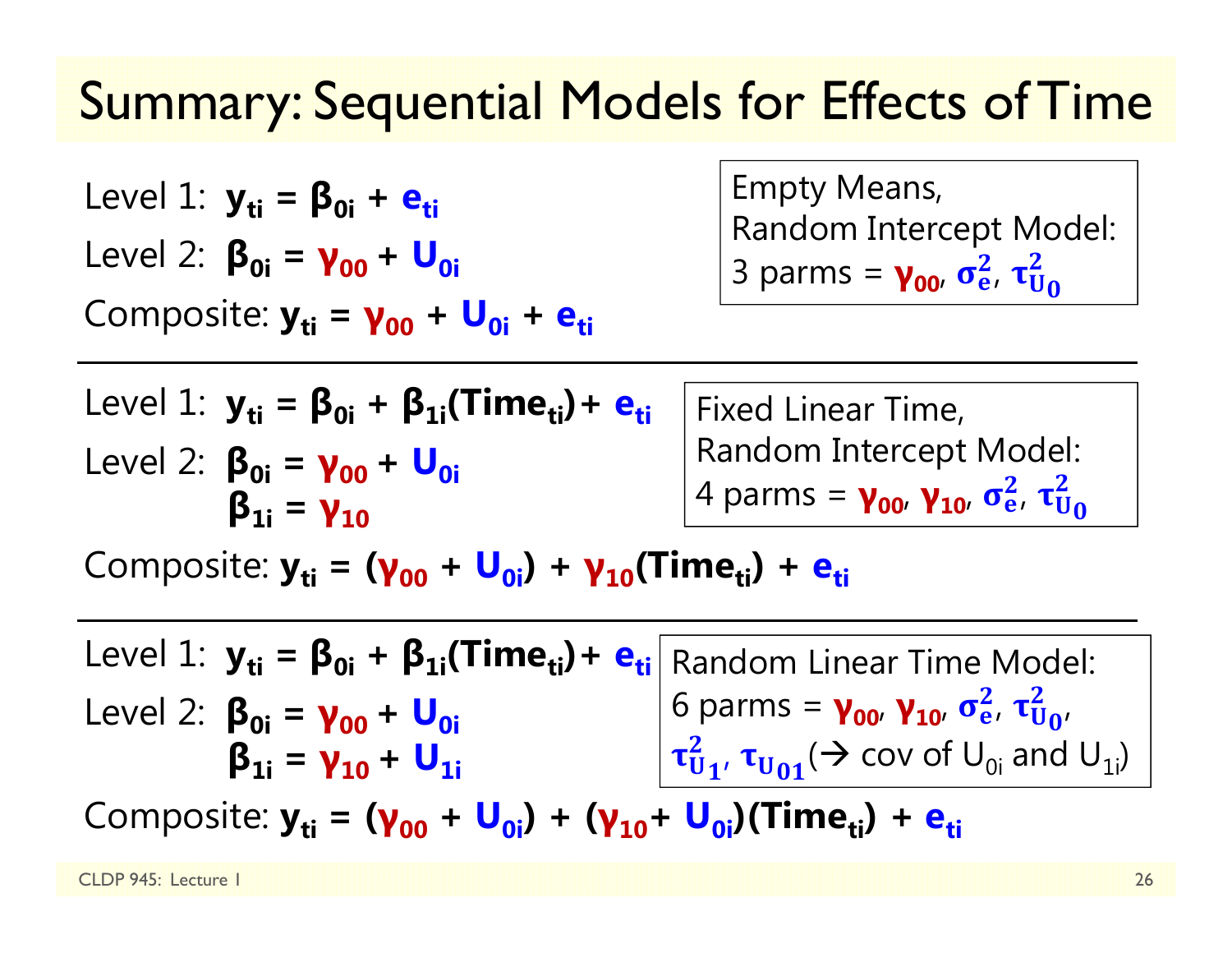# Summary: Sequential Models for Effects of Time

Level 1: $y_{ti} = \beta_{0i} + e_{ti}$

Level 2: $\beta_{0i} = \gamma_{00} + U_{0i}$

Composite: $y_{ti} = \gamma_{00} + U_{0i} + e_{ti}$

Empty Means, Random Intercept Model: 3 parms = $\gamma_{00}$, $\sigma^2_e$, $\tau^2_{U_0}$

---

Level 1: $y_{ti} = \beta_{0i} + \beta_{1i}(\text{Time}_{ti}) + e_{ti}$

Level 2: $\beta_{0i} = \gamma_{00} + U_{0i}$

$\beta_{1i} = \gamma_{10}$

Composite: $y_{ti} = (\gamma_{00} + U_{0i}) + \gamma_{10}(\text{Time}_{ti}) + e_{ti}$

Fixed Linear Time, Random Intercept Model: 4 parms = $\gamma_{00}$, $\gamma_{10}$, $\sigma^2_e$, $\tau^2_{U_0}$

---

Level 1: $y_{ti} = \beta_{0i} + \beta_{1i}(\text{Time}_{ti}) + e_{ti}$

Level 2: $\beta_{0i} = \gamma_{00} + U_{0i}$

$\beta_{1i} = \gamma_{10} + U_{1i}$

Composite: $y_{ti} = (\gamma_{00} + U_{0i}) + (\gamma_{10} + U_{0i})(\text{Time}_{ti}) + e_{ti}$

Random Linear Time Model: 6 parms = $\gamma_{00}$, $\gamma_{10}$, $\sigma^2_e$, $\tau^2_{U_0}$, $\tau^2_{U_1}$, $\tau_{U_{01}}$ (→ cov of $U_{0i}$ and $U_{1i}$)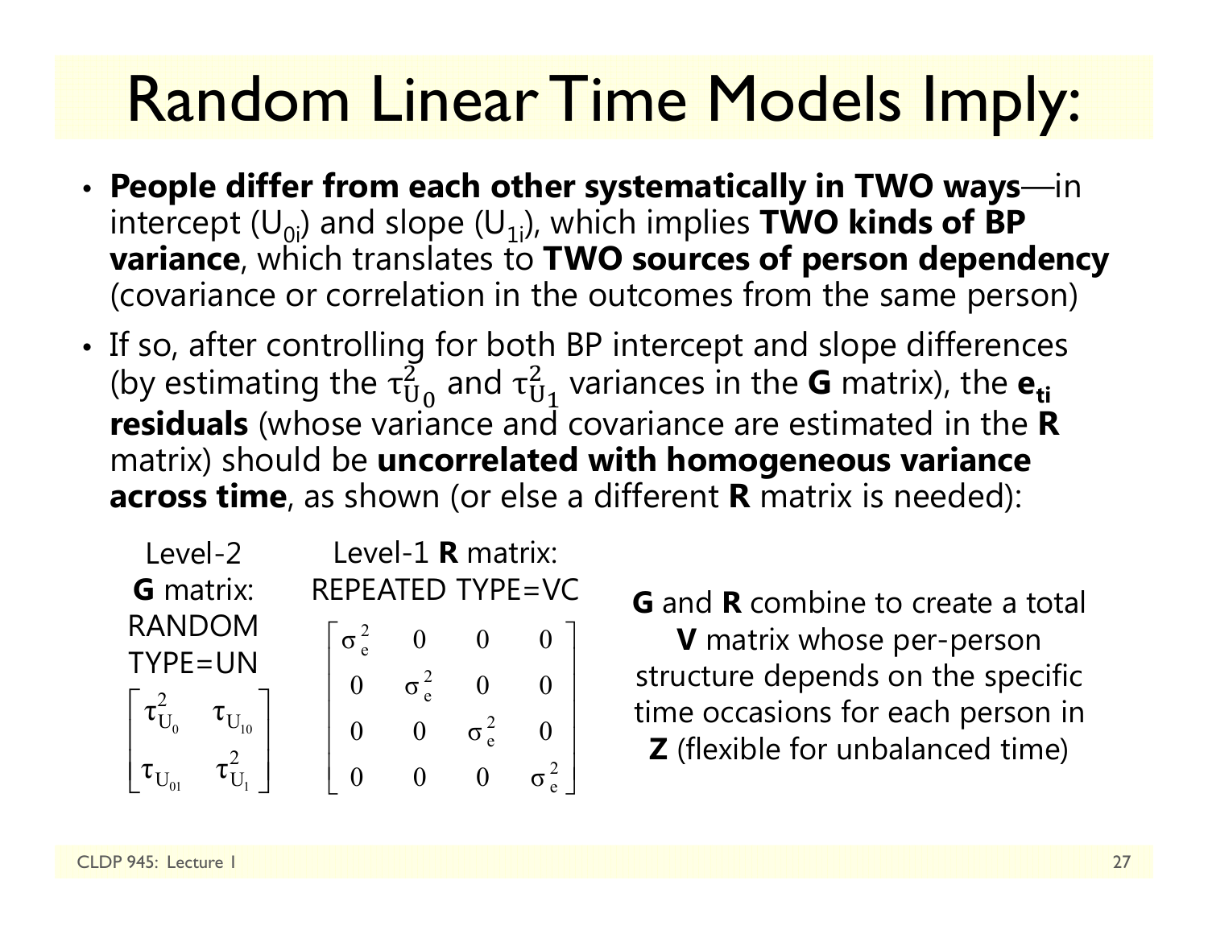# Random Linear Time Models Imply:

- **People differ from each other systematically in TWO ways**—in intercept ($U_{0i}$) and slope ($U_{1i}$), which implies **TWO kinds of BP variance**, which translates to **TWO sources of person dependency** (covariance or correlation in the outcomes from the same person)
- If so, after controlling for both BP intercept and slope differences (by estimating the $\tau^2_{U_0}$ and $\tau^2_{U_1}$ variances in the **G** matrix), the $\mathbf{e_{ti}}$ **residuals** (whose variance and covariance are estimated in the **R** matrix) should be **uncorrelated with homogeneous variance across time**, as shown (or else a different **R** matrix is needed):

Level-2 **G** matrix: RANDOM TYPE=UN

$$\begin{bmatrix} \tau^2_{U_0} & \tau_{U_{10}} \\ \tau_{U_{01}} & \tau^2_{U_1} \end{bmatrix}$$

Level-1 **R** matrix: REPEATED TYPE=VC

$$\begin{bmatrix} \sigma^2_e & 0 & 0 & 0 \\ 0 & \sigma^2_e & 0 & 0 \\ 0 & 0 & \sigma^2_e & 0 \\ 0 & 0 & 0 & \sigma^2_e \end{bmatrix}$$

**G** and **R** combine to create a total **V** matrix whose per-person structure depends on the specific time occasions for each person in **Z** (flexible for unbalanced time)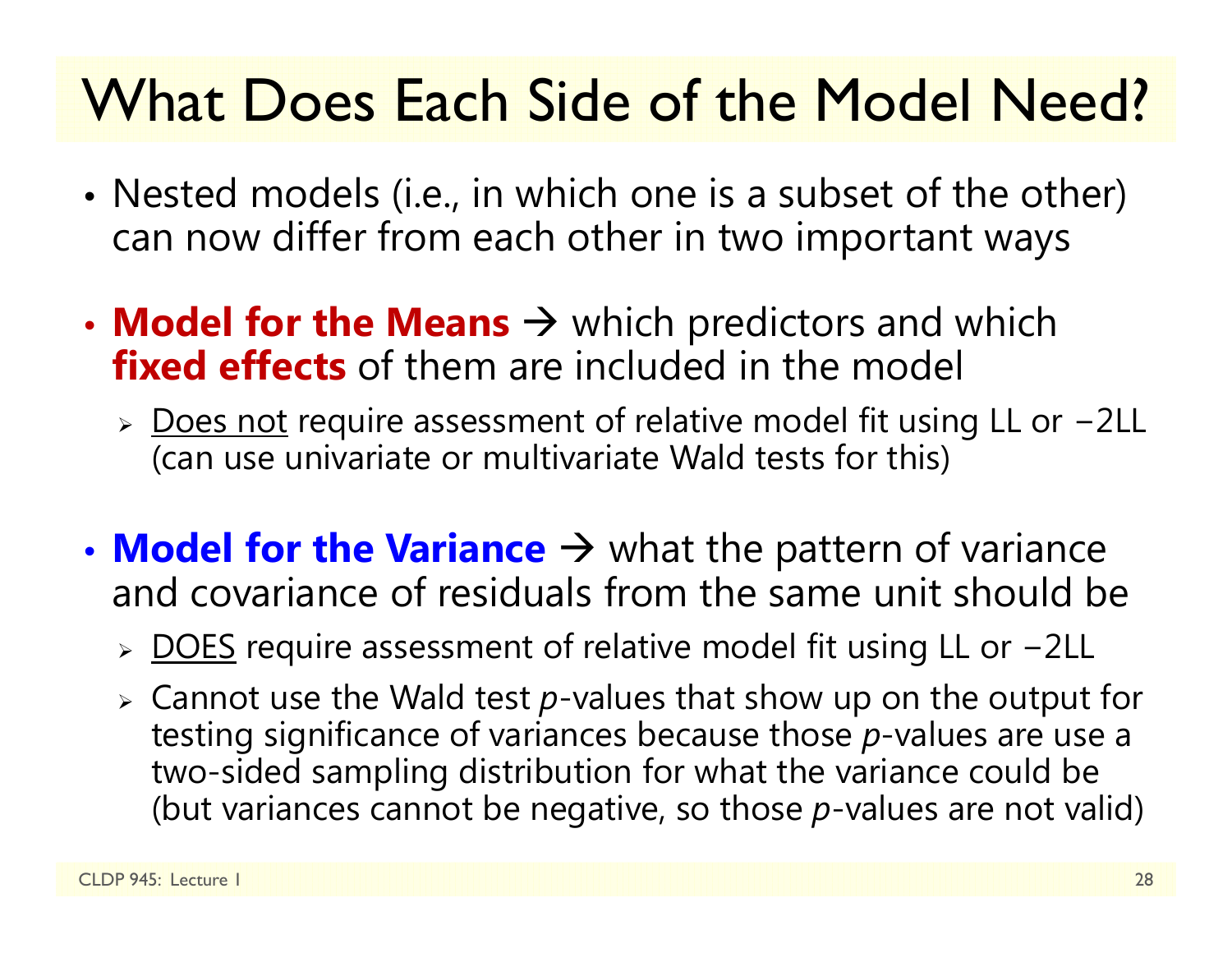# What Does Each Side of the Model Need?

- Nested models (i.e., in which one is a subset of the other) can now differ from each other in two important ways

- **Model for the Means** → which predictors and which **fixed effects** of them are included in the model
  - Does not require assessment of relative model fit using LL or −2LL (can use univariate or multivariate Wald tests for this)

- **Model for the Variance** → what the pattern of variance and covariance of residuals from the same unit should be
  - DOES require assessment of relative model fit using LL or −2LL
  - Cannot use the Wald test *p*-values that show up on the output for testing significance of variances because those *p*-values are use a two-sided sampling distribution for what the variance could be (but variances cannot be negative, so those *p*-values are not valid)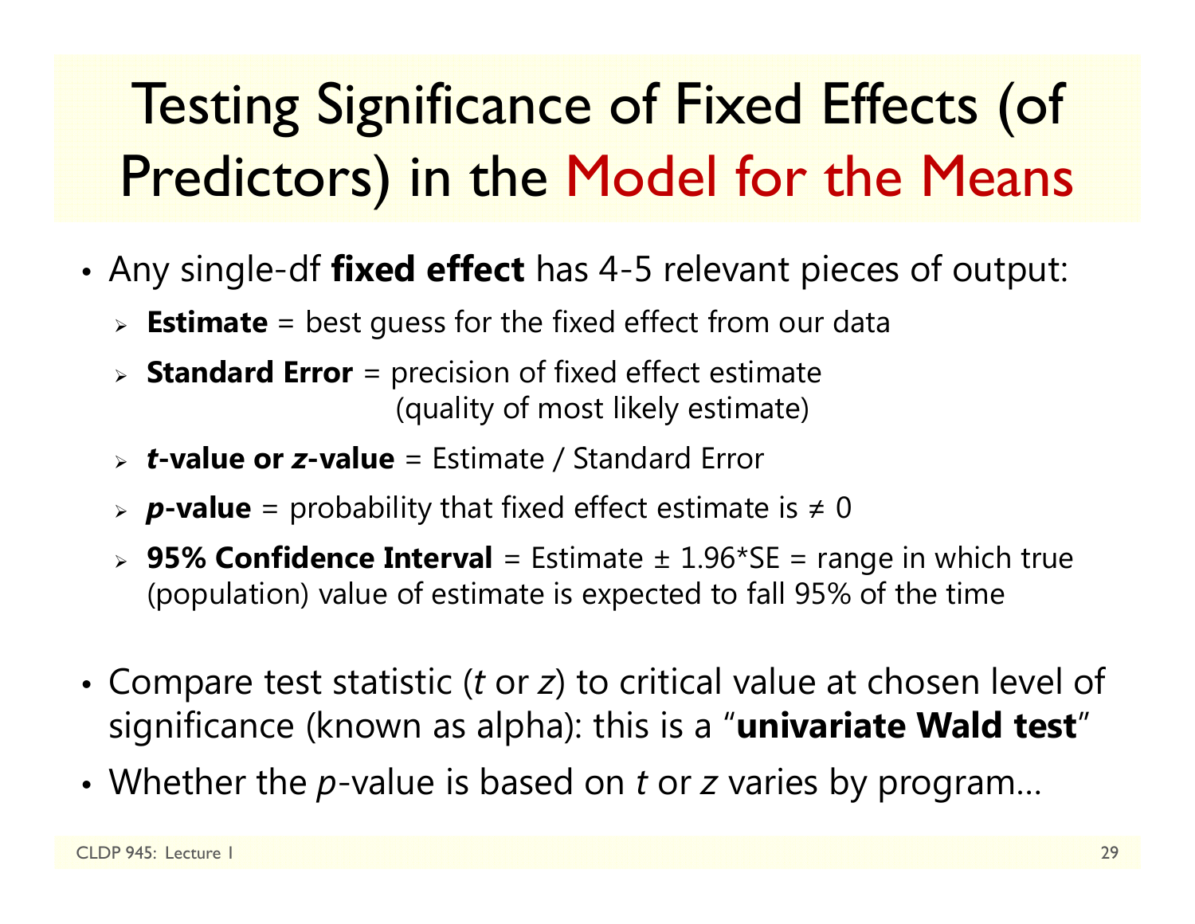# Testing Significance of Fixed Effects (of Predictors) in the Model for the Means

- Any single-df **fixed effect** has 4-5 relevant pieces of output:
  - **Estimate** = best guess for the fixed effect from our data
  - **Standard Error** = precision of fixed effect estimate (quality of most likely estimate)
  - ***t*-value or *z*-value** = Estimate / Standard Error
  - ***p*-value** = probability that fixed effect estimate is ≠ 0
  - **95% Confidence Interval** = Estimate ± 1.96*SE = range in which true (population) value of estimate is expected to fall 95% of the time

- Compare test statistic (*t* or *z*) to critical value at chosen level of significance (known as alpha): this is a "**univariate Wald test**"
- Whether the *p*-value is based on *t* or *z* varies by program…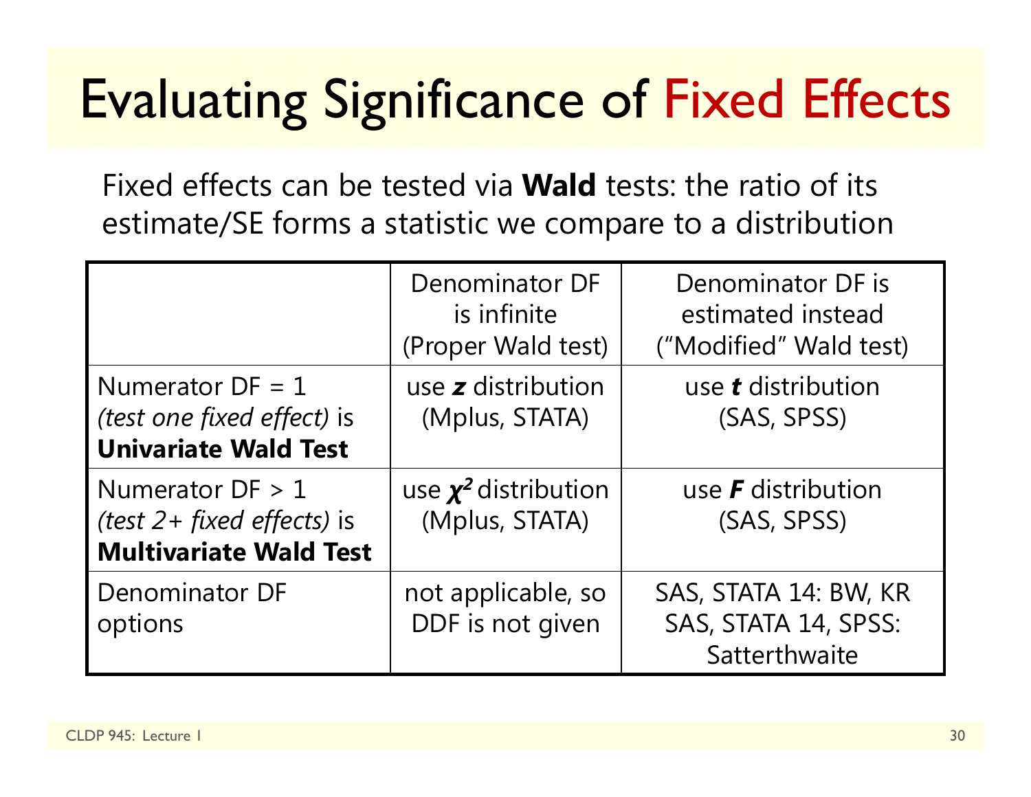# Evaluating Significance of Fixed Effects

Fixed effects can be tested via **Wald** tests: the ratio of its estimate/SE forms a statistic we compare to a distribution

| | Denominator DF is infinite (Proper Wald test) | Denominator DF is estimated instead ("Modified" Wald test) |
|---|---|---|
| Numerator DF = 1 *(test one fixed effect)* is **Univariate Wald Test** | use ***z*** distribution (Mplus, STATA) | use ***t*** distribution (SAS, SPSS) |
| Numerator DF > 1 *(test 2+ fixed effects)* is **Multivariate Wald Test** | use $\chi^2$ distribution (Mplus, STATA) | use ***F*** distribution (SAS, SPSS) |
| Denominator DF options | not applicable, so DDF is not given | SAS, STATA 14: BW, KR SAS, STATA 14, SPSS: Satterthwaite |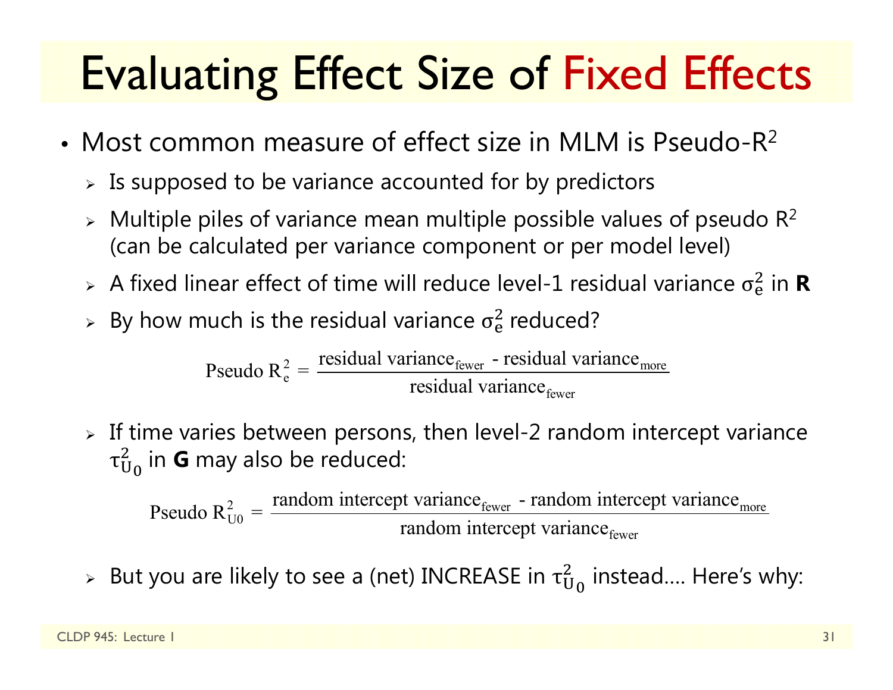# Evaluating Effect Size of Fixed Effects

- Most common measure of effect size in MLM is Pseudo-$R^2$
  - Is supposed to be variance accounted for by predictors
  - Multiple piles of variance mean multiple possible values of pseudo $R^2$ (can be calculated per variance component or per model level)
  - A fixed linear effect of time will reduce level-1 residual variance $\sigma_e^2$ in **R**
  - By how much is the residual variance $\sigma_e^2$ reduced?

$$\text{Pseudo } R_e^2 = \frac{\text{residual variance}_{\text{fewer}} - \text{residual variance}_{\text{more}}}{\text{residual variance}_{\text{fewer}}}$$

  - If time varies between persons, then level-2 random intercept variance $\tau_{U_0}^2$ in **G** may also be reduced:

$$\text{Pseudo } R_{U0}^2 = \frac{\text{random intercept variance}_{\text{fewer}} - \text{random intercept variance}_{\text{more}}}{\text{random intercept variance}_{\text{fewer}}}$$

  - But you are likely to see a (net) INCREASE in $\tau_{U_0}^2$ instead…. Here's why: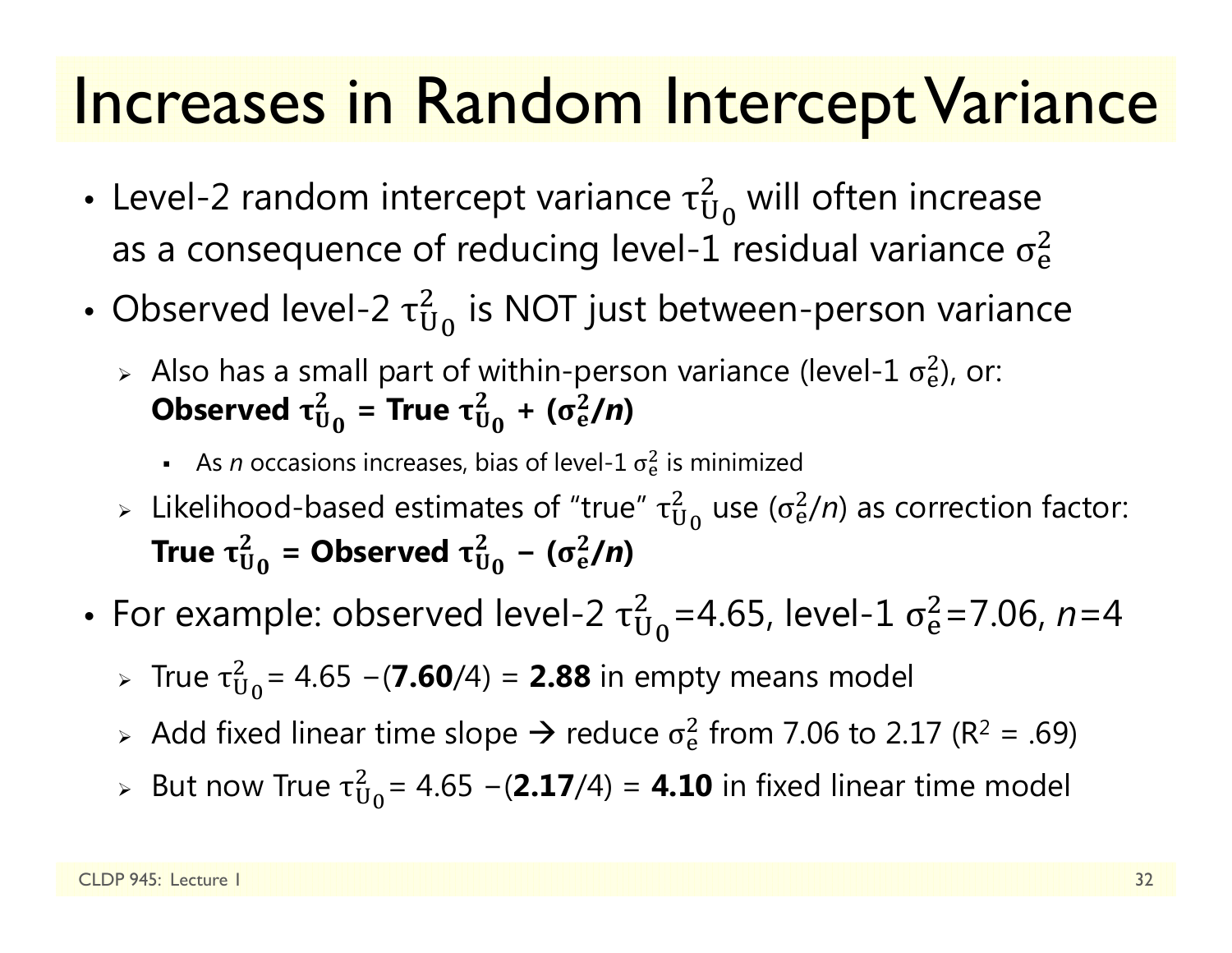# Increases in Random Intercept Variance

- Level-2 random intercept variance $\tau^2_{U_0}$ will often increase as a consequence of reducing level-1 residual variance $\sigma^2_e$
- Observed level-2 $\tau^2_{U_0}$ is NOT just between-person variance
  - Also has a small part of within-person variance (level-1 $\sigma^2_e$), or: **Observed $\boldsymbol{\tau^2_{U_0}}$ = True $\boldsymbol{\tau^2_{U_0}}$ + ($\boldsymbol{\sigma^2_e}$/*n*)**
    - As *n* occasions increases, bias of level-1 $\sigma^2_e$ is minimized
  - Likelihood-based estimates of "true" $\tau^2_{U_0}$ use ($\sigma^2_e$/*n*) as correction factor: **True $\boldsymbol{\tau^2_{U_0}}$ = Observed $\boldsymbol{\tau^2_{U_0}}$ – ($\boldsymbol{\sigma^2_e}$/*n*)**
- For example: observed level-2 $\tau^2_{U_0}$=4.65, level-1 $\sigma^2_e$=7.06, *n*=4
  - True $\tau^2_{U_0}$= 4.65 –(**7.60**/4) = **2.88** in empty means model
  - Add fixed linear time slope → reduce $\sigma^2_e$ from 7.06 to 2.17 ($R^2$ = .69)
  - But now True $\tau^2_{U_0}$= 4.65 –(**2.17**/4) = **4.10** in fixed linear time model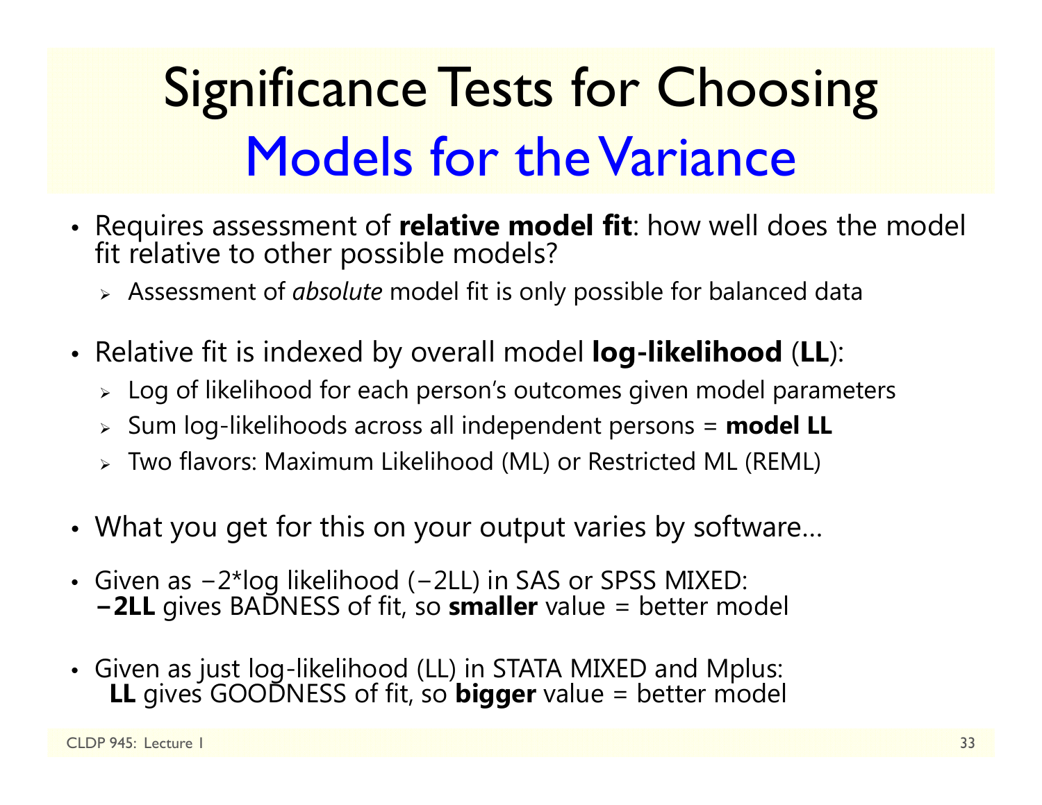# Significance Tests for Choosing Models for the Variance

- Requires assessment of **relative model fit**: how well does the model fit relative to other possible models?
  - Assessment of *absolute* model fit is only possible for balanced data
- Relative fit is indexed by overall model **log-likelihood** (**LL**):
  - Log of likelihood for each person's outcomes given model parameters
  - Sum log-likelihoods across all independent persons = **model LL**
  - Two flavors: Maximum Likelihood (ML) or Restricted ML (REML)
- What you get for this on your output varies by software…
- Given as −2*log likelihood (−2LL) in SAS or SPSS MIXED: **−2LL** gives BADNESS of fit, so **smaller** value = better model
- Given as just log-likelihood (LL) in STATA MIXED and Mplus: **LL** gives GOODNESS of fit, so **bigger** value = better model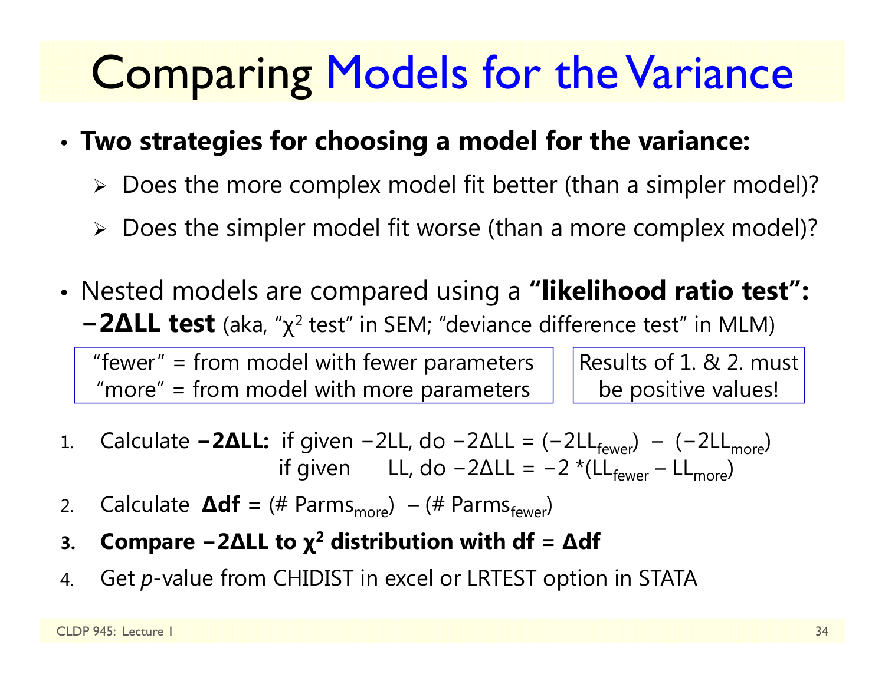# Comparing Models for the Variance

- **Two strategies for choosing a model for the variance:**
  - Does the more complex model fit better (than a simpler model)?
  - Does the simpler model fit worse (than a more complex model)?

- Nested models are compared using a **"likelihood ratio test": −2ΔLL test** (aka, "$\chi^2$ test" in SEM; "deviance difference test" in MLM)

"fewer" = from model with fewer parameters
"more" = from model with more parameters

Results of 1. & 2. must be positive values!

1. Calculate **−2ΔLL:** if given −2LL, do $-2\Delta LL = (-2LL_{fewer}) - (-2LL_{more})$
   if given LL, do $-2\Delta LL = -2 * (LL_{fewer} - LL_{more})$
2. Calculate **Δdf =** $(\#\ Parms_{more}) - (\#\ Parms_{fewer})$
3. **Compare −2ΔLL to $\chi^2$ distribution with df = Δdf**
4. Get *p*-value from CHIDIST in excel or LRTEST option in STATA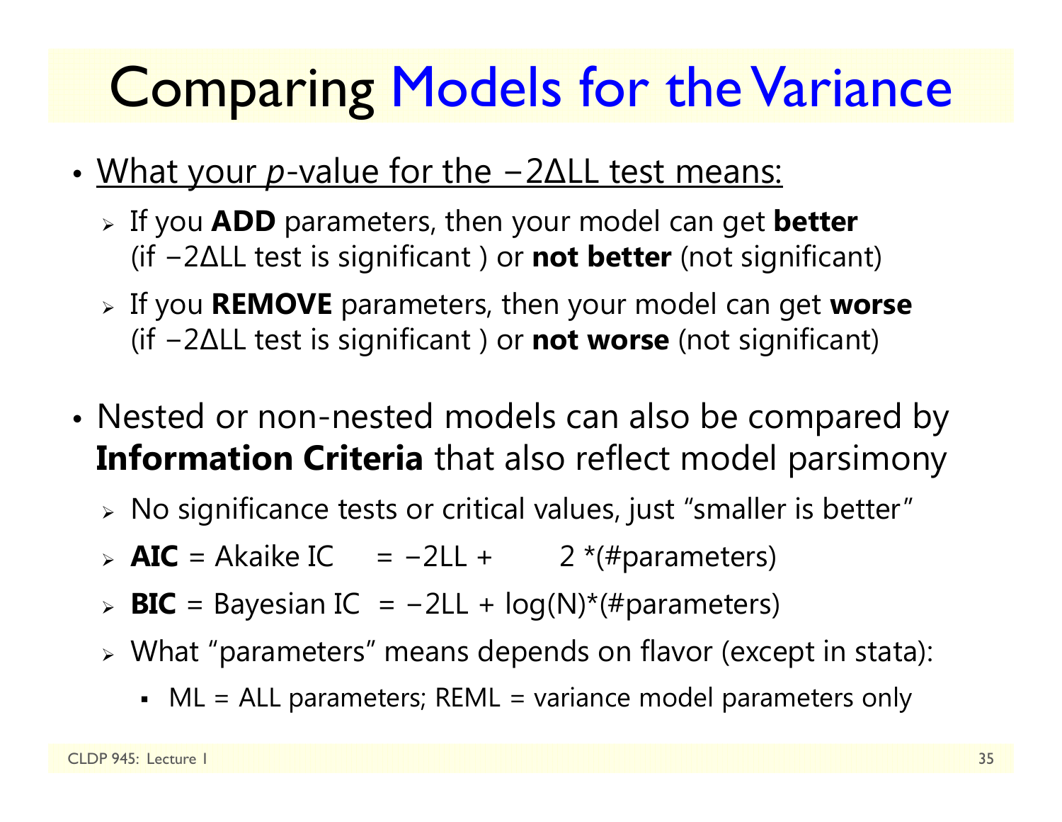# Comparing Models for the Variance

- <u>What your *p*-value for the −2ΔLL test means:</u>
  - If you **ADD** parameters, then your model can get **better** (if −2ΔLL test is significant ) or **not better** (not significant)
  - If you **REMOVE** parameters, then your model can get **worse** (if −2ΔLL test is significant ) or **not worse** (not significant)

- Nested or non-nested models can also be compared by **Information Criteria** that also reflect model parsimony
  - No significance tests or critical values, just "smaller is better"
  - **AIC** = Akaike IC = −2LL + 2 *(#parameters)
  - **BIC** = Bayesian IC = −2LL + log(N)*(#parameters)
  - What "parameters" means depends on flavor (except in stata):
    - ML = ALL parameters; REML = variance model parameters only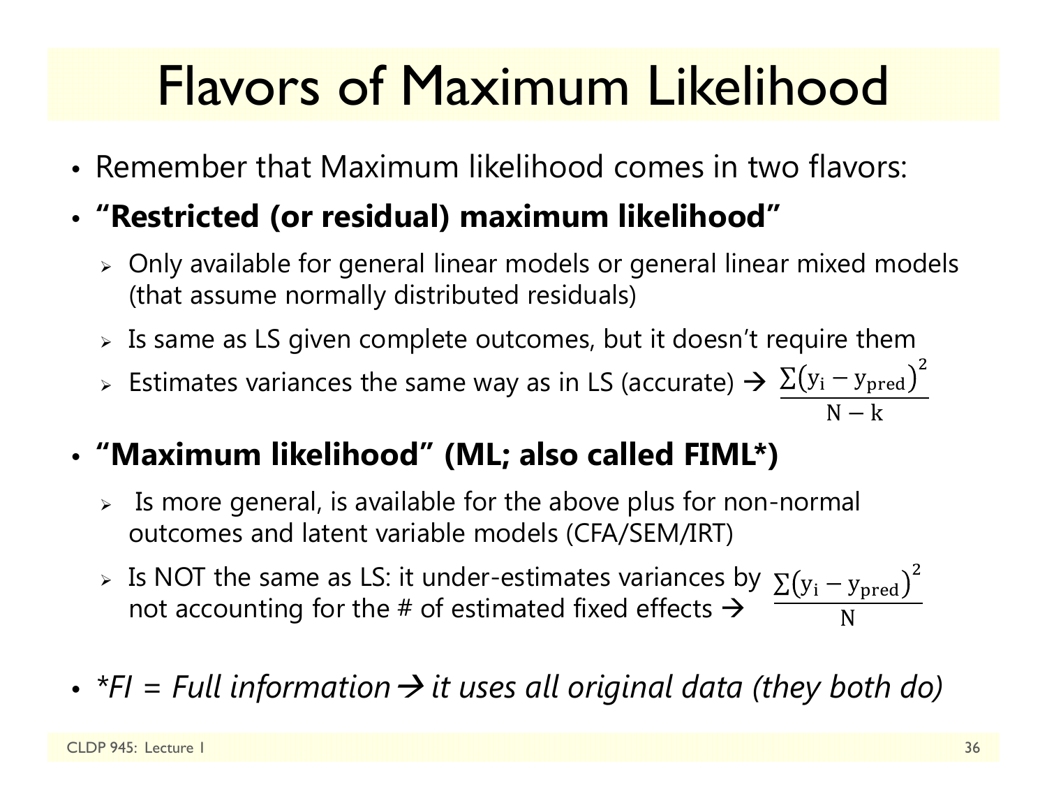# Flavors of Maximum Likelihood

- Remember that Maximum likelihood comes in two flavors:
- **"Restricted (or residual) maximum likelihood"**
  - Only available for general linear models or general linear mixed models (that assume normally distributed residuals)
  - Is same as LS given complete outcomes, but it doesn't require them
  - Estimates variances the same way as in LS (accurate) → $\frac{\sum(y_i - y_{pred})^2}{N-k}$
- **"Maximum likelihood" (ML; also called FIML*)**
  - Is more general, is available for the above plus for non-normal outcomes and latent variable models (CFA/SEM/IRT)
  - Is NOT the same as LS: it under-estimates variances by not accounting for the # of estimated fixed effects → $\frac{\sum(y_i - y_{pred})^2}{N}$
- *\*FI = Full information → it uses all original data (they both do)*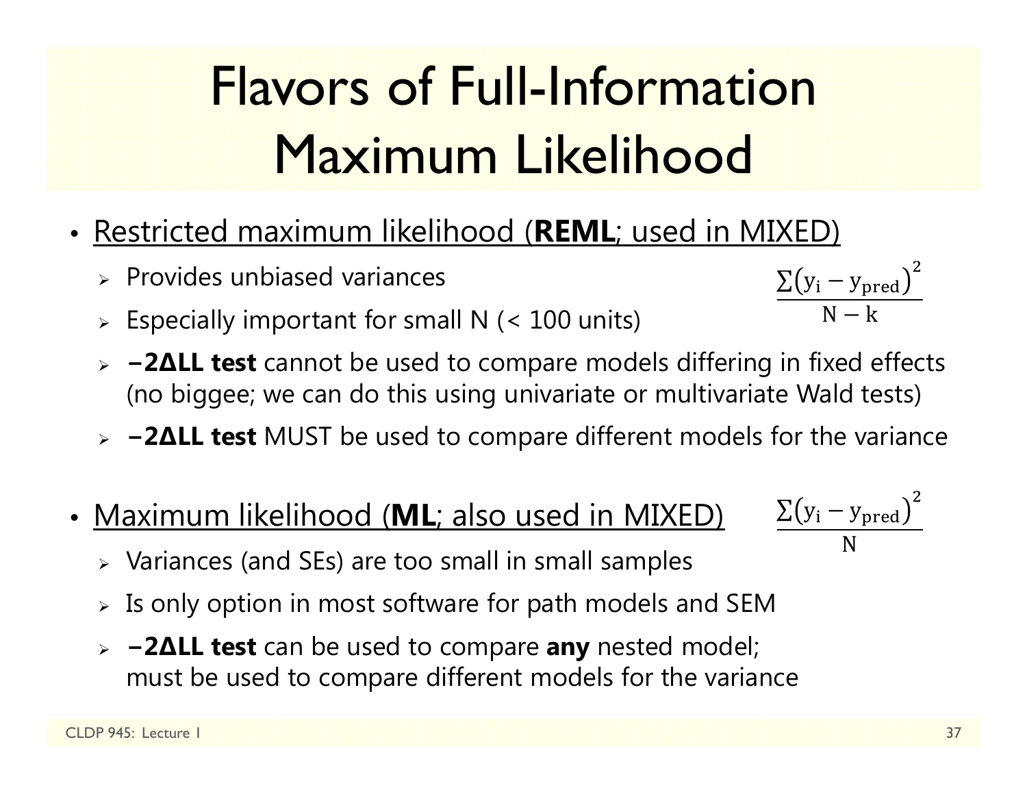# Flavors of Full-Information Maximum Likelihood

- <u>Restricted maximum likelihood (**REML**; used in MIXED)</u>

  $$\frac{\sum(y_i - y_{pred})^2}{N - k}$$

  - Provides unbiased variances
  - Especially important for small N (< 100 units)
  - **−2ΔLL test** cannot be used to compare models differing in fixed effects (no biggee; we can do this using univariate or multivariate Wald tests)
  - **−2ΔLL test** MUST be used to compare different models for the variance

- <u>Maximum likelihood (**ML**; also used in MIXED)</u>

  $$\frac{\sum(y_i - y_{pred})^2}{N}$$

  - Variances (and SEs) are too small in small samples
  - Is only option in most software for path models and SEM
  - **−2ΔLL test** can be used to compare **any** nested model; must be used to compare different models for the variance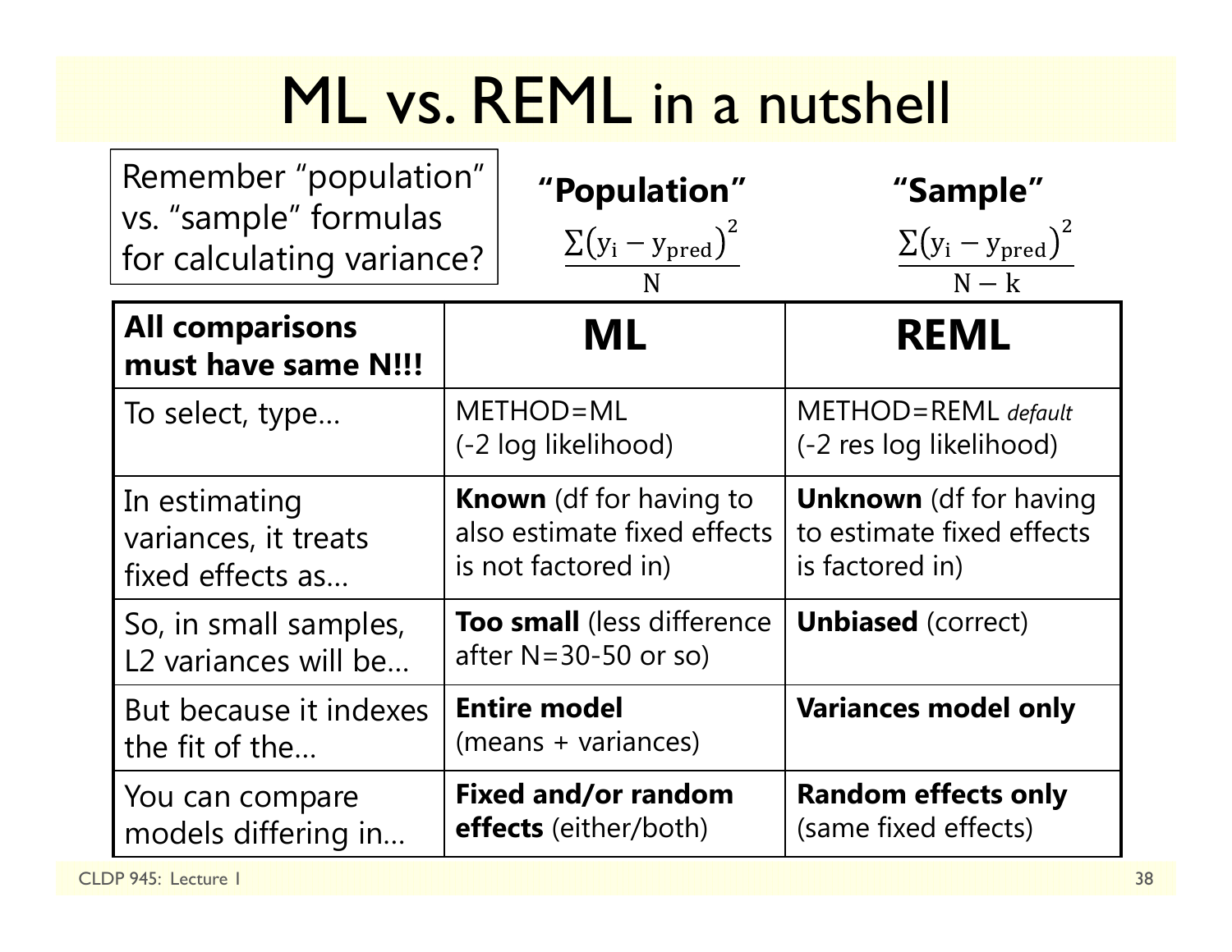# ML vs. REML in a nutshell

Remember "population" vs. "sample" formulas for calculating variance?

**"Population"**

$$\frac{\sum(y_i - y_{pred})^2}{N}$$

**"Sample"**

$$\frac{\sum(y_i - y_{pred})^2}{N - k}$$

| **All comparisons must have same N!!!** | **ML** | **REML** |
|---|---|---|
| To select, type… | METHOD=ML (-2 log likelihood) | METHOD=REML *default* (-2 res log likelihood) |
| In estimating variances, it treats fixed effects as… | **Known** (df for having to also estimate fixed effects is not factored in) | **Unknown** (df for having to estimate fixed effects is factored in) |
| So, in small samples, L2 variances will be… | **Too small** (less difference after N=30-50 or so) | **Unbiased** (correct) |
| But because it indexes the fit of the… | **Entire model** (means + variances) | **Variances model only** |
| You can compare models differing in… | **Fixed and/or random effects** (either/both) | **Random effects only** (same fixed effects) |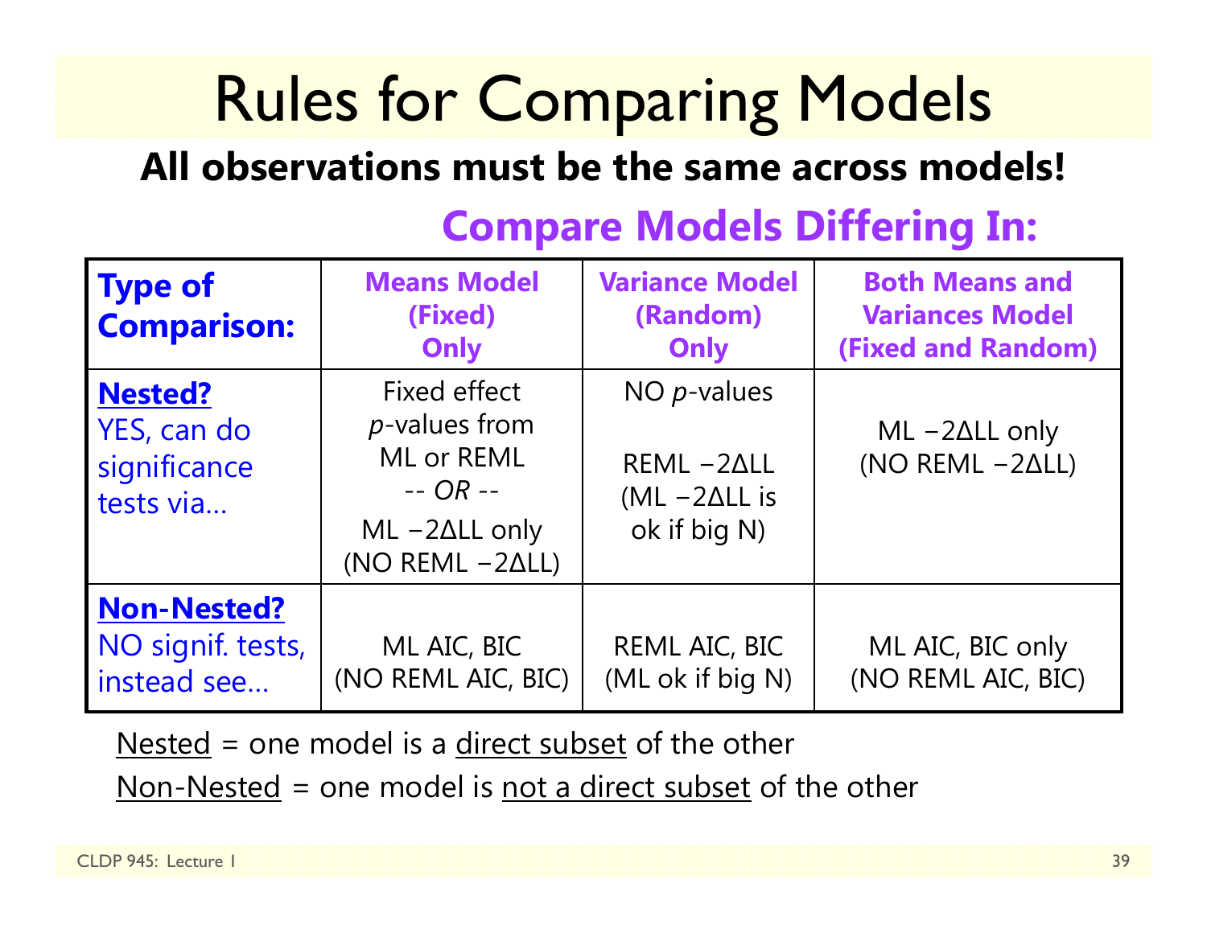# Rules for Comparing Models

**All observations must be the same across models!**

**Compare Models Differing In:**

| **Type of Comparison:** | **Means Model (Fixed) Only** | **Variance Model (Random) Only** | **Both Means and Variances Model (Fixed and Random)** |
|---|---|---|---|
| **Nested?** YES, can do significance tests via… | Fixed effect *p*-values from ML or REML -- *OR* -- ML −2ΔLL only (NO REML −2ΔLL) | NO *p*-values REML −2ΔLL (ML −2ΔLL is ok if big N) | ML −2ΔLL only (NO REML −2ΔLL) |
| **Non-Nested?** NO signif. tests, instead see… | ML AIC, BIC (NO REML AIC, BIC) | REML AIC, BIC (ML ok if big N) | ML AIC, BIC only (NO REML AIC, BIC) |

Nested = one model is a direct subset of the other

Non-Nested = one model is not a direct subset of the other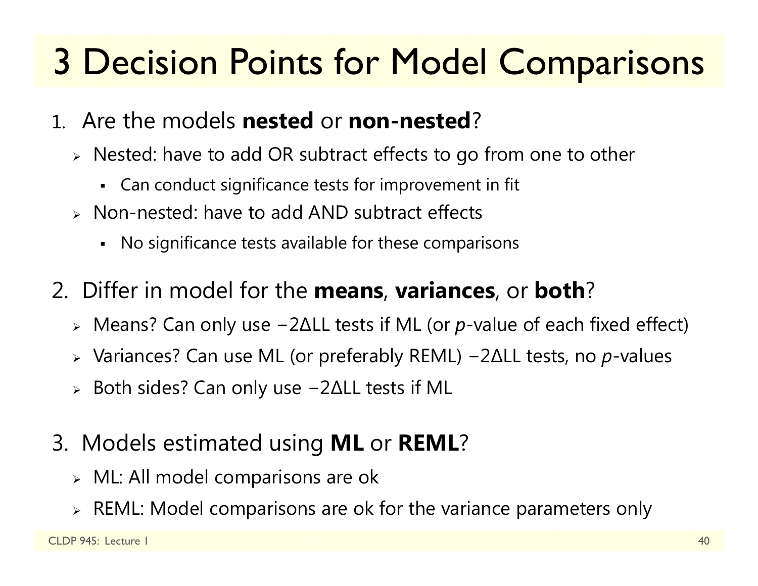# 3 Decision Points for Model Comparisons

1. Are the models **nested** or **non-nested**?
   - Nested: have to add OR subtract effects to go from one to other
     - Can conduct significance tests for improvement in fit
   - Non-nested: have to add AND subtract effects
     - No significance tests available for these comparisons

2. Differ in model for the **means**, **variances**, or **both**?
   - Means? Can only use $-2\Delta LL$ tests if ML (or *p*-value of each fixed effect)
   - Variances? Can use ML (or preferably REML) $-2\Delta LL$ tests, no *p*-values
   - Both sides? Can only use $-2\Delta LL$ tests if ML

3. Models estimated using **ML** or **REML**?
   - ML: All model comparisons are ok
   - REML: Model comparisons are ok for the variance parameters only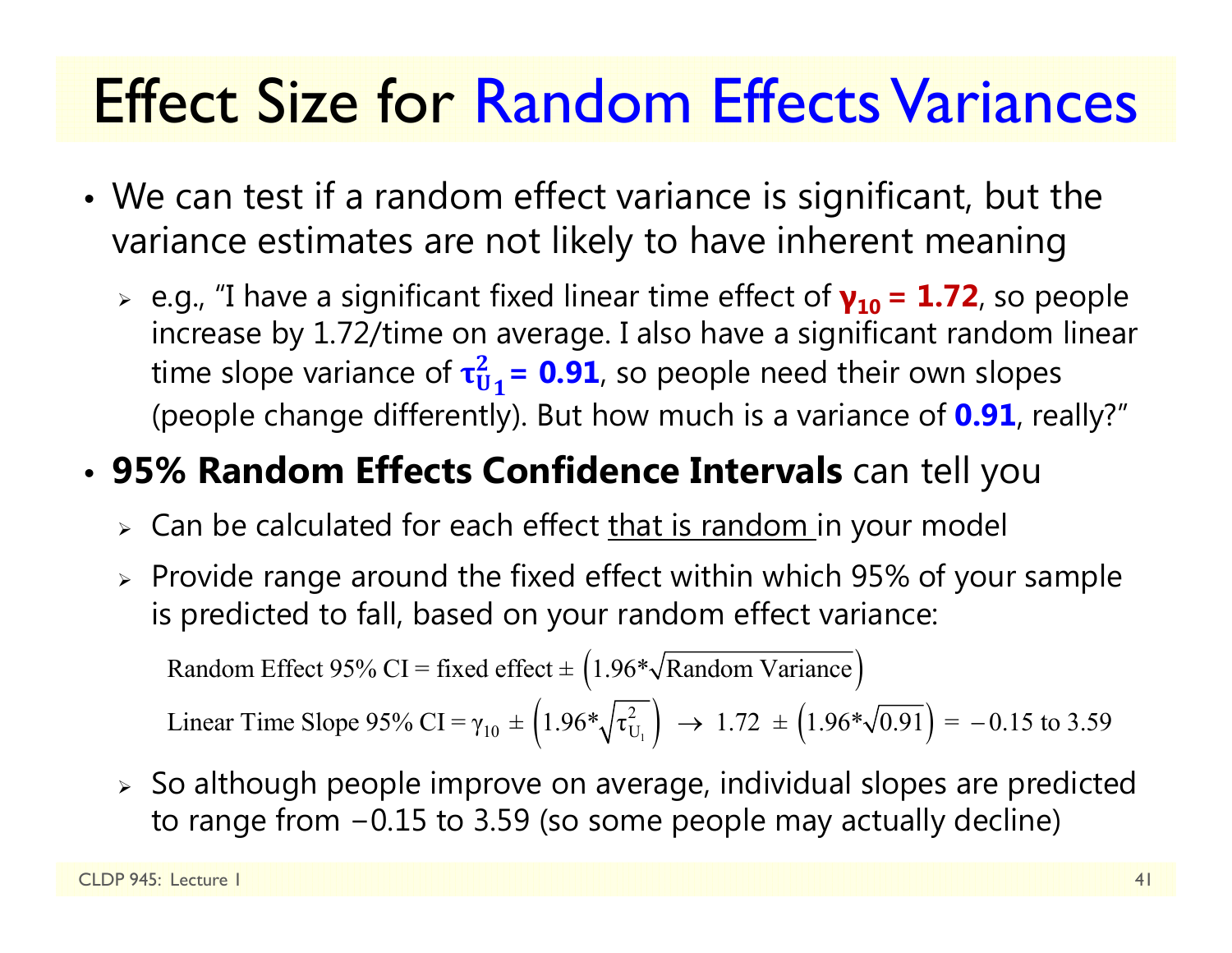# Effect Size for Random Effects Variances

- We can test if a random effect variance is significant, but the variance estimates are not likely to have inherent meaning
  - e.g., "I have a significant fixed linear time effect of $\gamma_{10}$ **= 1.72**, so people increase by 1.72/time on average. I also have a significant random linear time slope variance of $\tau^2_{U_1}$ **= 0.91**, so people need their own slopes (people change differently). But how much is a variance of **0.91**, really?"
- **95% Random Effects Confidence Intervals** can tell you
  - Can be calculated for each effect that is random in your model
  - Provide range around the fixed effect within which 95% of your sample is predicted to fall, based on your random effect variance:

$$\text{Random Effect 95\% CI} = \text{fixed effect} \pm \left(1.96 * \sqrt{\text{Random Variance}}\right)$$

$$\text{Linear Time Slope 95\% CI} = \gamma_{10} \pm \left(1.96 * \sqrt{\tau^2_{U_1}}\right) \rightarrow 1.72 \pm \left(1.96 * \sqrt{0.91}\right) = -0.15 \text{ to } 3.59$$

  - So although people improve on average, individual slopes are predicted to range from −0.15 to 3.59 (so some people may actually decline)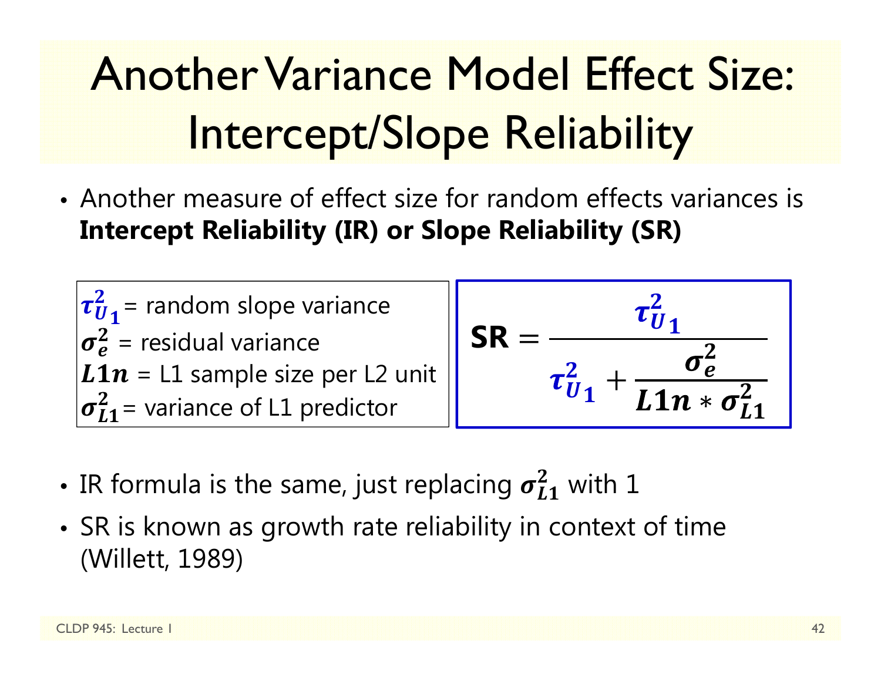# Another Variance Model Effect Size: Intercept/Slope Reliability

- Another measure of effect size for random effects variances is **Intercept Reliability (IR) or Slope Reliability (SR)**

$\tau^2_{U_1}$ = random slope variance
$\sigma^2_e$ = residual variance
$L1n$ = L1 sample size per L2 unit
$\sigma^2_{L1}$ = variance of L1 predictor

$$\textbf{SR} = \frac{\tau^2_{U_1}}{\tau^2_{U_1} + \frac{\sigma^2_e}{L1n * \sigma^2_{L1}}}$$

- IR formula is the same, just replacing $\sigma^2_{L1}$ with 1
- SR is known as growth rate reliability in context of time (Willett, 1989)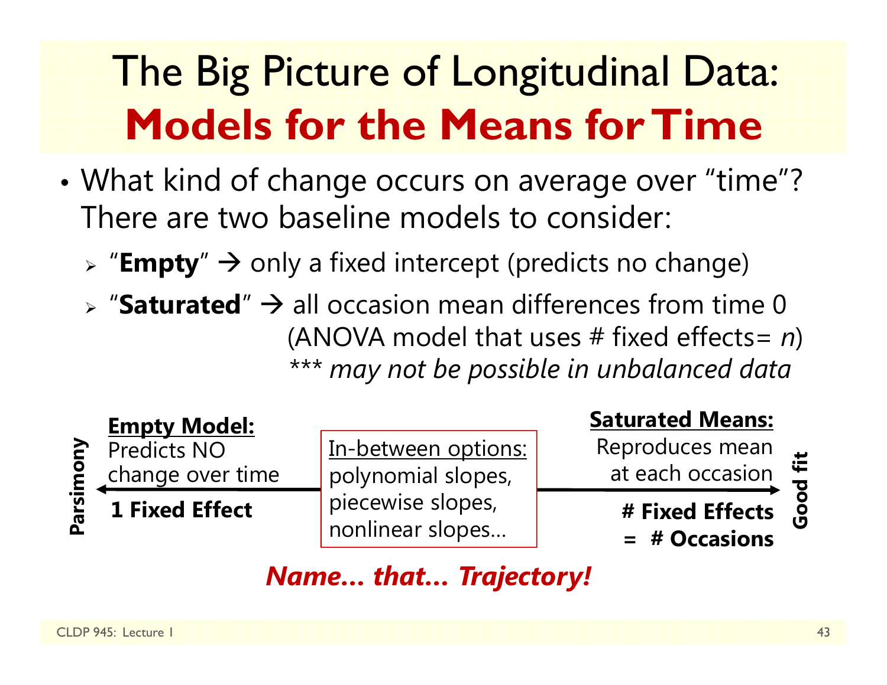# The Big Picture of Longitudinal Data: **Models for the Means for Time**

- What kind of change occurs on average over "time"? There are two baseline models to consider:
  - "**Empty**" → only a fixed intercept (predicts no change)
  - "**Saturated**" → all occasion mean differences from time 0 (ANOVA model that uses # fixed effects= *n*) *** *may not be possible in unbalanced data*

**Parsimony** ← **Empty Model:** Predicts NO change over time — **1 Fixed Effect**

In-between options: polynomial slopes, piecewise slopes, nonlinear slopes…

**Saturated Means:** Reproduces mean at each occasion — **# Fixed Effects = # Occasions** → **Good fit**

***Name… that… Trajectory!***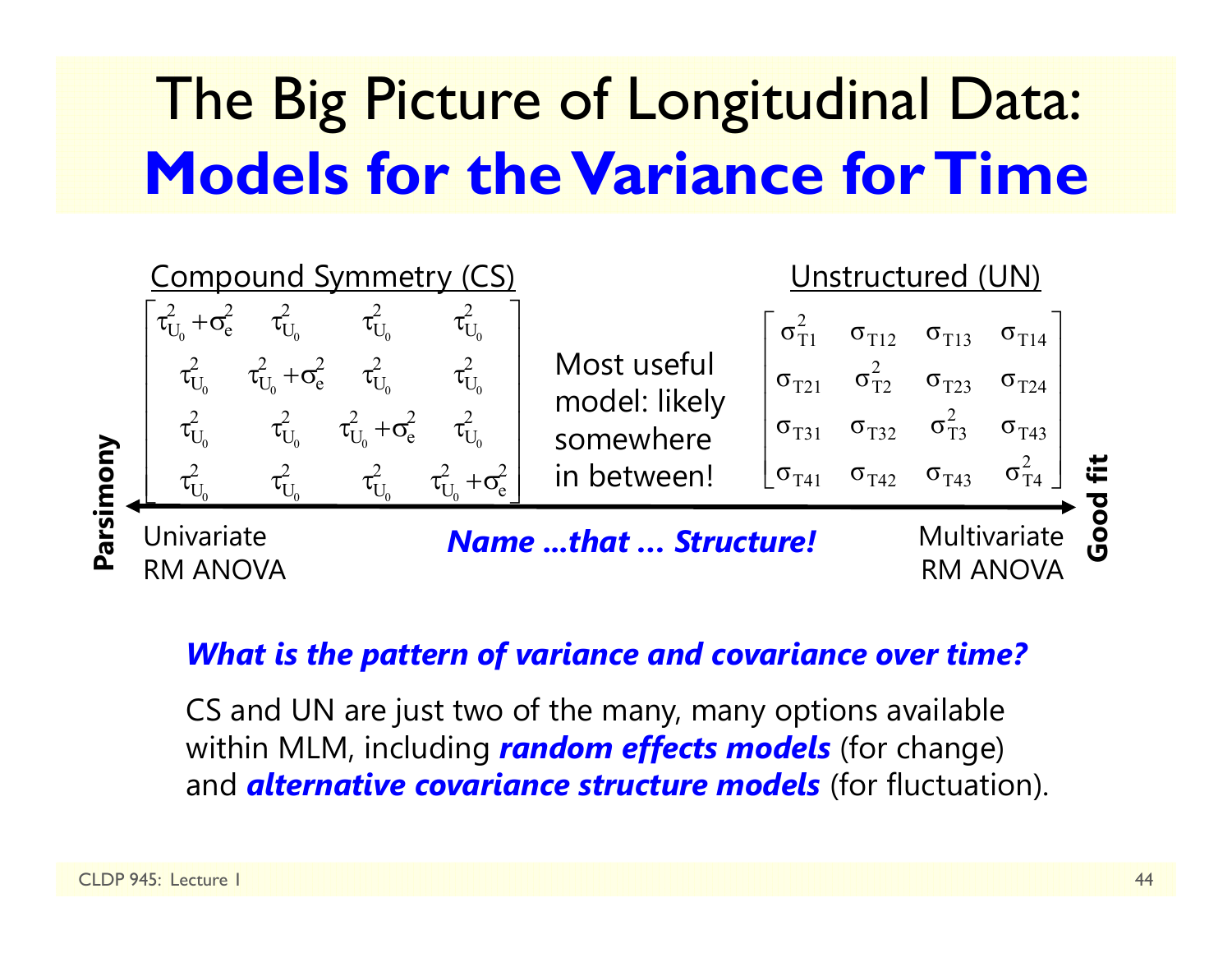# The Big Picture of Longitudinal Data: **Models for the Variance for Time**

Compound Symmetry (CS)

$$
\begin{bmatrix}
\tau^2_{U_0}+\sigma^2_e & \tau^2_{U_0} & \tau^2_{U_0} & \tau^2_{U_0} \\
\tau^2_{U_0} & \tau^2_{U_0}+\sigma^2_e & \tau^2_{U_0} & \tau^2_{U_0} \\
\tau^2_{U_0} & \tau^2_{U_0} & \tau^2_{U_0}+\sigma^2_e & \tau^2_{U_0} \\
\tau^2_{U_0} & \tau^2_{U_0} & \tau^2_{U_0} & \tau^2_{U_0}+\sigma^2_e
\end{bmatrix}
$$

Most useful model: likely somewhere in between!

Unstructured (UN)

$$
\begin{bmatrix}
\sigma^2_{T1} & \sigma_{T12} & \sigma_{T13} & \sigma_{T14} \\
\sigma_{T21} & \sigma^2_{T2} & \sigma_{T23} & \sigma_{T24} \\
\sigma_{T31} & \sigma_{T32} & \sigma^2_{T3} & \sigma_{T43} \\
\sigma_{T41} & \sigma_{T42} & \sigma_{T43} & \sigma^2_{T4}
\end{bmatrix}
$$

**Parsimony** ← → **Good fit**

Univariate RM ANOVA — ***Name ...that ... Structure!*** — Multivariate RM ANOVA

***What is the pattern of variance and covariance over time?***

CS and UN are just two of the many, many options available within MLM, including ***random effects models*** (for change) and ***alternative covariance structure models*** (for fluctuation).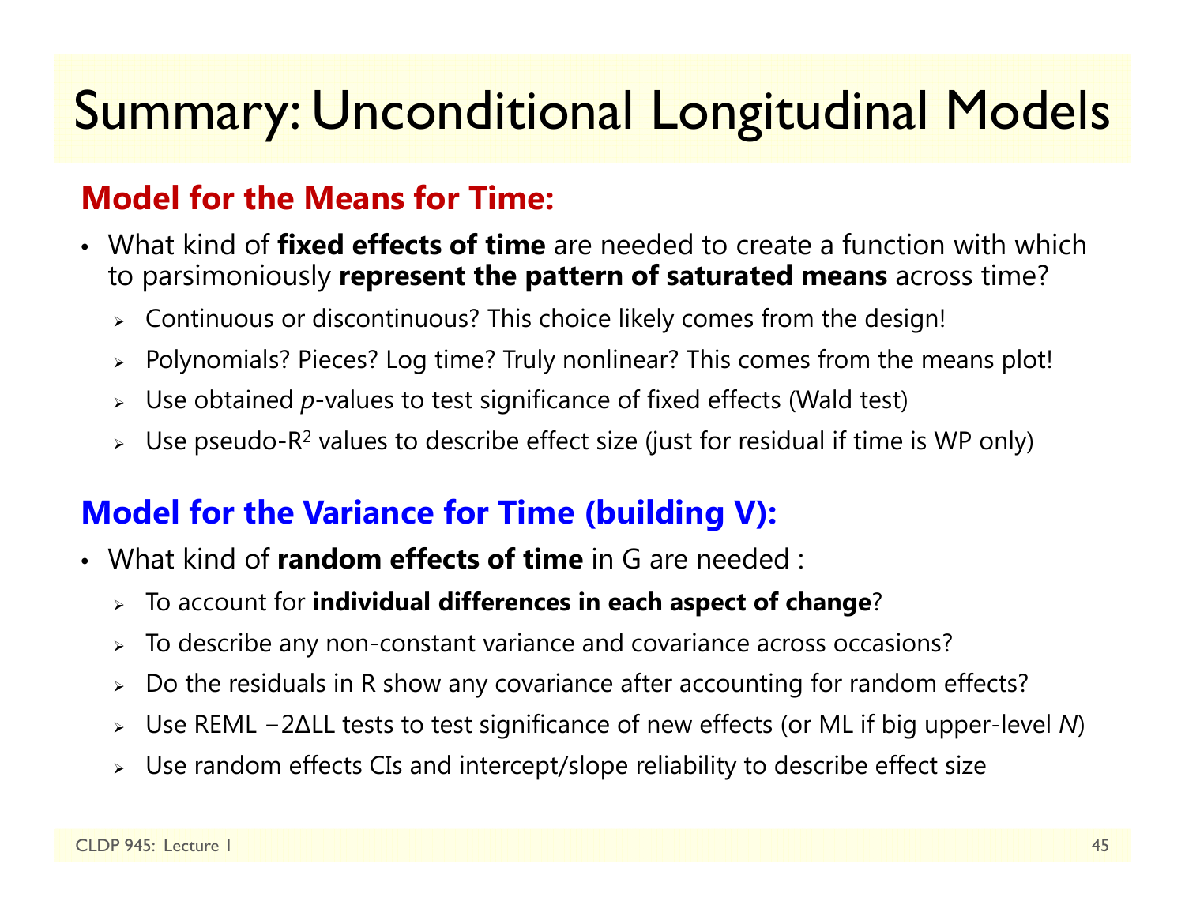# Summary: Unconditional Longitudinal Models

## Model for the Means for Time:

- What kind of **fixed effects of time** are needed to create a function with which to parsimoniously **represent the pattern of saturated means** across time?
  - Continuous or discontinuous? This choice likely comes from the design!
  - Polynomials? Pieces? Log time? Truly nonlinear? This comes from the means plot!
  - Use obtained *p*-values to test significance of fixed effects (Wald test)
  - Use pseudo-$R^2$ values to describe effect size (just for residual if time is WP only)

## Model for the Variance for Time (building V):

- What kind of **random effects of time** in G are needed :
  - To account for **individual differences in each aspect of change**?
  - To describe any non-constant variance and covariance across occasions?
  - Do the residuals in R show any covariance after accounting for random effects?
  - Use REML $-2\Delta LL$ tests to test significance of new effects (or ML if big upper-level *N*)
  - Use random effects CIs and intercept/slope reliability to describe effect size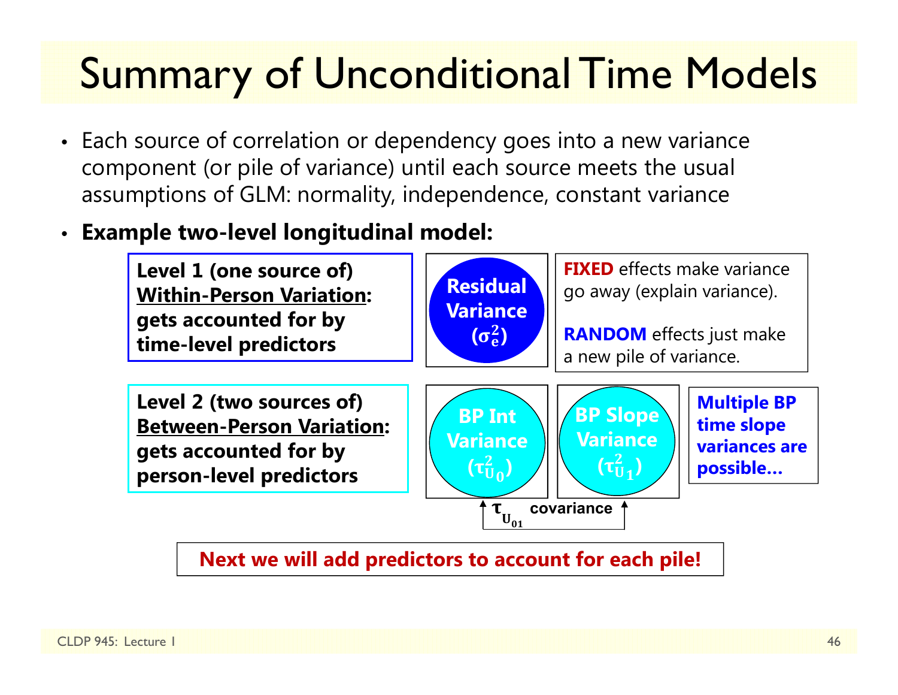# Summary of Unconditional Time Models

- Each source of correlation or dependency goes into a new variance component (or pile of variance) until each source meets the usual assumptions of GLM: normality, independence, constant variance
- **Example two-level longitudinal model:**

**Level 1 (one source of) Within-Person Variation: gets accounted for by time-level predictors**

**Residual Variance ($\sigma_e^2$)**

**FIXED** effects make variance go away (explain variance).

**RANDOM** effects just make a new pile of variance.

**Level 2 (two sources of) Between-Person Variation: gets accounted for by person-level predictors**

**BP Int Variance ($\tau_{U_0}^2$)**

**BP Slope Variance ($\tau_{U_1}^2$)**

$\tau_{U_{01}}$ covariance

**Multiple BP time slope variances are possible…**

**Next we will add predictors to account for each pile!**